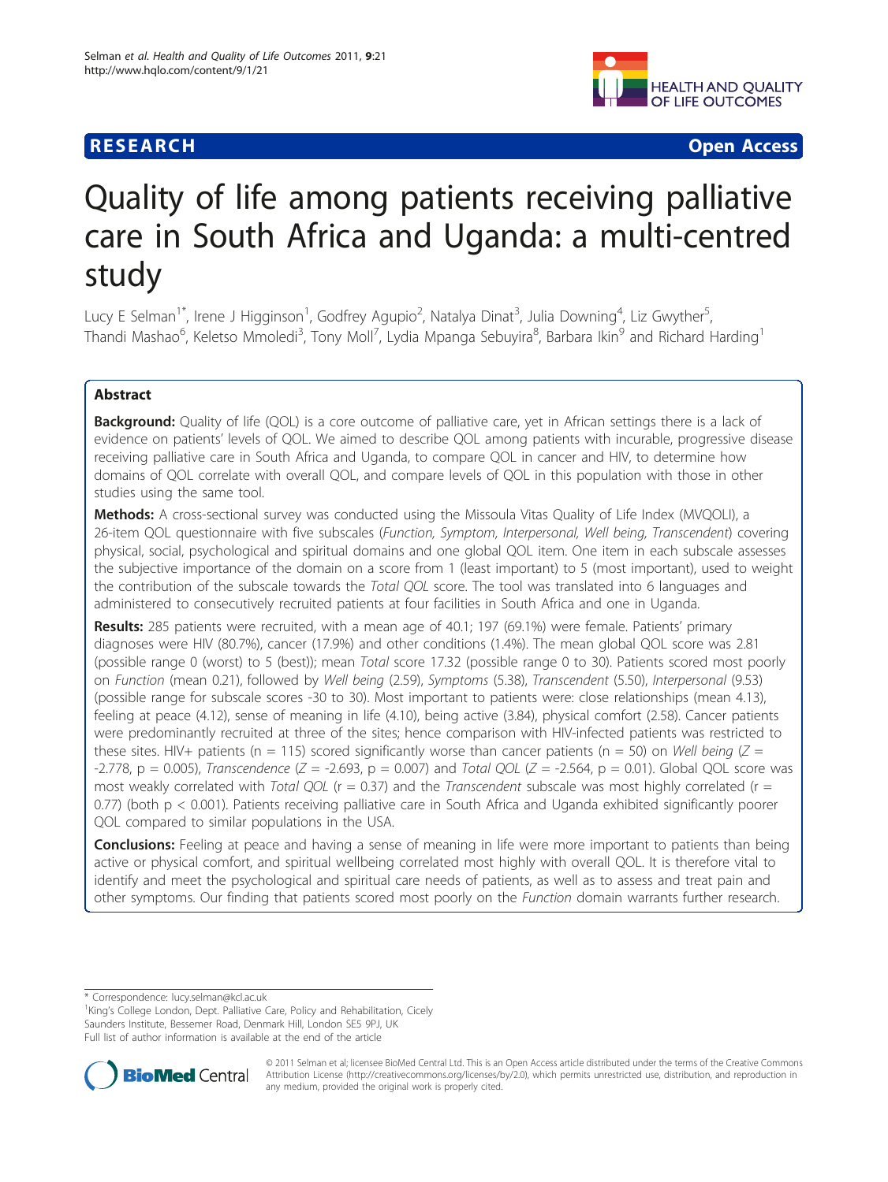**RESEARCH** **Open Access**

# Quality of life among patients receiving palliative care in South Africa and Uganda: a multi-centred study

Lucy E Selman[1*], Irene J Higginson[1], Godfrey Agupio[2], Natalya Dinat[3], Julia Downing[4], Liz Gwyther[5], Thandi Mashao[6], Keletso Mmoledi[3], Tony Moll[7], Lydia Mpanga Sebuyira[8], Barbara Ikin[9] and Richard Harding[1]

## Abstract

**Background:** Quality of life (QOL) is a core outcome of palliative care, yet in African settings there is a lack of evidence on patients' levels of QOL. We aimed to describe QOL among patients with incurable, progressive disease receiving palliative care in South Africa and Uganda, to compare QOL in cancer and HIV, to determine how domains of QOL correlate with overall QOL, and compare levels of QOL in this population with those in other studies using the same tool.

**Methods:** A cross-sectional survey was conducted using the Missoula Vitas Quality of Life Index (MVQOLI), a 26-item QOL questionnaire with five subscales (*Function, Symptom, Interpersonal, Well being, Transcendent*) covering physical, social, psychological and spiritual domains and one global QOL item. One item in each subscale assesses the subjective importance of the domain on a score from 1 (least important) to 5 (most important), used to weight the contribution of the subscale towards the *Total QOL* score. The tool was translated into 6 languages and administered to consecutively recruited patients at four facilities in South Africa and one in Uganda.

**Results:** 285 patients were recruited, with a mean age of 40.1; 197 (69.1%) were female. Patients' primary diagnoses were HIV (80.7%), cancer (17.9%) and other conditions (1.4%). The mean global QOL score was 2.81 (possible range 0 (worst) to 5 (best)); mean *Total* score 17.32 (possible range 0 to 30). Patients scored most poorly on *Function* (mean 0.21), followed by *Well being* (2.59), *Symptoms* (5.38), *Transcendent* (5.50), *Interpersonal* (9.53) (possible range for subscale scores -30 to 30). Most important to patients were: close relationships (mean 4.13), feeling at peace (4.12), sense of meaning in life (4.10), being active (3.84), physical comfort (2.58). Cancer patients were predominantly recruited at three of the sites; hence comparison with HIV-infected patients was restricted to these sites. HIV+ patients (n = 115) scored significantly worse than cancer patients (n = 50) on *Well being* ($Z = -2.778$, $p = 0.005$), *Transcendence* ($Z = -2.693$, $p = 0.007$) and *Total QOL* ($Z = -2.564$, $p = 0.01$). Global QOL score was most weakly correlated with *Total QOL* ($r = 0.37$) and the *Transcendent* subscale was most highly correlated ($r = 0.77$) (both $p < 0.001$). Patients receiving palliative care in South Africa and Uganda exhibited significantly poorer QOL compared to similar populations in the USA.

**Conclusions:** Feeling at peace and having a sense of meaning in life were more important to patients than being active or physical comfort, and spiritual wellbeing correlated most highly with overall QOL. It is therefore vital to identify and meet the psychological and spiritual care needs of patients, as well as to assess and treat pain and other symptoms. Our finding that patients scored most poorly on the *Function* domain warrants further research.

\* Correspondence: lucy.selman@kcl.ac.uk
[1]King's College London, Dept. Palliative Care, Policy and Rehabilitation, Cicely Saunders Institute, Bessemer Road, Denmark Hill, London SE5 9PJ, UK
Full list of author information is available at the end of the article

© 2011 Selman et al; licensee BioMed Central Ltd. This is an Open Access article distributed under the terms of the Creative Commons Attribution License (http://creativecommons.org/licenses/by/2.0), which permits unrestricted use, distribution, and reproduction in any medium, provided the original work is properly cited.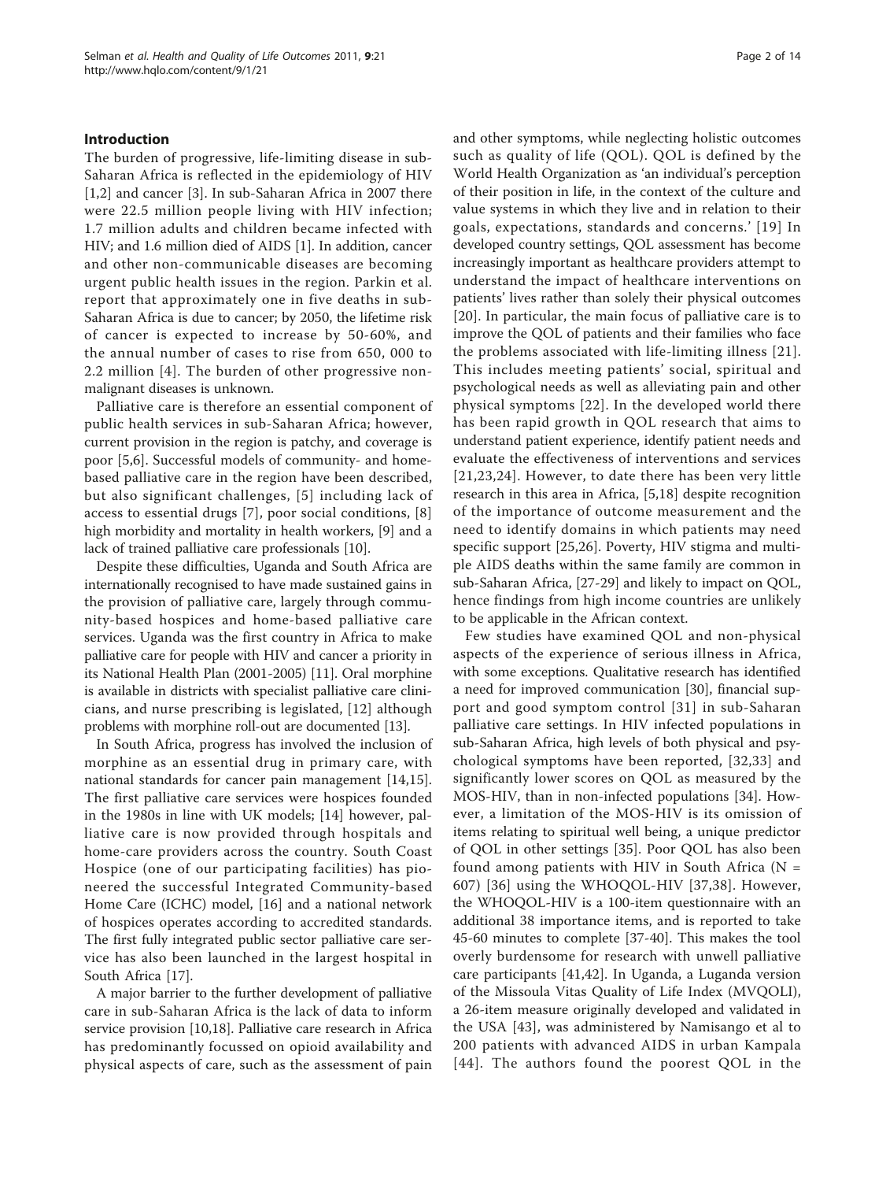## Introduction

The burden of progressive, life-limiting disease in sub-Saharan Africa is reflected in the epidemiology of HIV [1,2] and cancer [3]. In sub-Saharan Africa in 2007 there were 22.5 million people living with HIV infection; 1.7 million adults and children became infected with HIV; and 1.6 million died of AIDS [1]. In addition, cancer and other non-communicable diseases are becoming urgent public health issues in the region. Parkin et al. report that approximately one in five deaths in sub-Saharan Africa is due to cancer; by 2050, the lifetime risk of cancer is expected to increase by 50-60%, and the annual number of cases to rise from 650, 000 to 2.2 million [4]. The burden of other progressive non-malignant diseases is unknown.

Palliative care is therefore an essential component of public health services in sub-Saharan Africa; however, current provision in the region is patchy, and coverage is poor [5,6]. Successful models of community- and home-based palliative care in the region have been described, but also significant challenges, [5] including lack of access to essential drugs [7], poor social conditions, [8] high morbidity and mortality in health workers, [9] and a lack of trained palliative care professionals [10].

Despite these difficulties, Uganda and South Africa are internationally recognised to have made sustained gains in the provision of palliative care, largely through community-based hospices and home-based palliative care services. Uganda was the first country in Africa to make palliative care for people with HIV and cancer a priority in its National Health Plan (2001-2005) [11]. Oral morphine is available in districts with specialist palliative care clinicians, and nurse prescribing is legislated, [12] although problems with morphine roll-out are documented [13].

In South Africa, progress has involved the inclusion of morphine as an essential drug in primary care, with national standards for cancer pain management [14,15]. The first palliative care services were hospices founded in the 1980s in line with UK models; [14] however, palliative care is now provided through hospitals and home-care providers across the country. South Coast Hospice (one of our participating facilities) has pioneered the successful Integrated Community-based Home Care (ICHC) model, [16] and a national network of hospices operates according to accredited standards. The first fully integrated public sector palliative care service has also been launched in the largest hospital in South Africa [17].

A major barrier to the further development of palliative care in sub-Saharan Africa is the lack of data to inform service provision [10,18]. Palliative care research in Africa has predominantly focussed on opioid availability and physical aspects of care, such as the assessment of pain and other symptoms, while neglecting holistic outcomes such as quality of life (QOL). QOL is defined by the World Health Organization as 'an individual's perception of their position in life, in the context of the culture and value systems in which they live and in relation to their goals, expectations, standards and concerns.' [19] In developed country settings, QOL assessment has become increasingly important as healthcare providers attempt to understand the impact of healthcare interventions on patients' lives rather than solely their physical outcomes [20]. In particular, the main focus of palliative care is to improve the QOL of patients and their families who face the problems associated with life-limiting illness [21]. This includes meeting patients' social, spiritual and psychological needs as well as alleviating pain and other physical symptoms [22]. In the developed world there has been rapid growth in QOL research that aims to understand patient experience, identify patient needs and evaluate the effectiveness of interventions and services [21,23,24]. However, to date there has been very little research in this area in Africa, [5,18] despite recognition of the importance of outcome measurement and the need to identify domains in which patients may need specific support [25,26]. Poverty, HIV stigma and multiple AIDS deaths within the same family are common in sub-Saharan Africa, [27-29] and likely to impact on QOL, hence findings from high income countries are unlikely to be applicable in the African context.

Few studies have examined QOL and non-physical aspects of the experience of serious illness in Africa, with some exceptions. Qualitative research has identified a need for improved communication [30], financial support and good symptom control [31] in sub-Saharan palliative care settings. In HIV infected populations in sub-Saharan Africa, high levels of both physical and psychological symptoms have been reported, [32,33] and significantly lower scores on QOL as measured by the MOS-HIV, than in non-infected populations [34]. However, a limitation of the MOS-HIV is its omission of items relating to spiritual well being, a unique predictor of QOL in other settings [35]. Poor QOL has also been found among patients with HIV in South Africa (N = 607) [36] using the WHOQOL-HIV [37,38]. However, the WHOQOL-HIV is a 100-item questionnaire with an additional 38 importance items, and is reported to take 45-60 minutes to complete [37-40]. This makes the tool overly burdensome for research with unwell palliative care participants [41,42]. In Uganda, a Luganda version of the Missoula Vitas Quality of Life Index (MVQOLI), a 26-item measure originally developed and validated in the USA [43], was administered by Namisango et al to 200 patients with advanced AIDS in urban Kampala [44]. The authors found the poorest QOL in the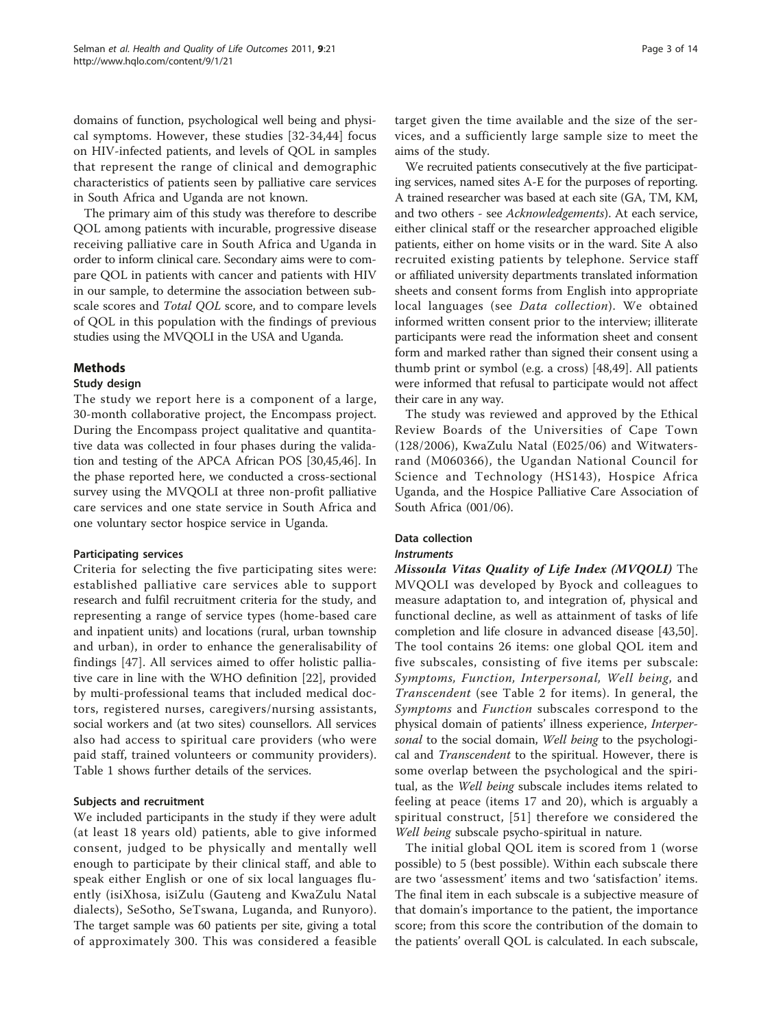domains of function, psychological well being and physical symptoms. However, these studies [32-34,44] focus on HIV-infected patients, and levels of QOL in samples that represent the range of clinical and demographic characteristics of patients seen by palliative care services in South Africa and Uganda are not known.

The primary aim of this study was therefore to describe QOL among patients with incurable, progressive disease receiving palliative care in South Africa and Uganda in order to inform clinical care. Secondary aims were to compare QOL in patients with cancer and patients with HIV in our sample, to determine the association between subscale scores and *Total QOL* score, and to compare levels of QOL in this population with the findings of previous studies using the MVQOLI in the USA and Uganda.

## Methods

### Study design

The study we report here is a component of a large, 30-month collaborative project, the Encompass project. During the Encompass project qualitative and quantitative data was collected in four phases during the validation and testing of the APCA African POS [30,45,46]. In the phase reported here, we conducted a cross-sectional survey using the MVQOLI at three non-profit palliative care services and one state service in South Africa and one voluntary sector hospice service in Uganda.

#### Participating services

Criteria for selecting the five participating sites were: established palliative care services able to support research and fulfil recruitment criteria for the study, and representing a range of service types (home-based care and inpatient units) and locations (rural, urban township and urban), in order to enhance the generalisability of findings [47]. All services aimed to offer holistic palliative care in line with the WHO definition [22], provided by multi-professional teams that included medical doctors, registered nurses, caregivers/nursing assistants, social workers and (at two sites) counsellors. All services also had access to spiritual care providers (who were paid staff, trained volunteers or community providers). Table 1 shows further details of the services.

#### Subjects and recruitment

We included participants in the study if they were adult (at least 18 years old) patients, able to give informed consent, judged to be physically and mentally well enough to participate by their clinical staff, and able to speak either English or one of six local languages fluently (isiXhosa, isiZulu (Gauteng and KwaZulu Natal dialects), SeSotho, SeTswana, Luganda, and Runyoro). The target sample was 60 patients per site, giving a total of approximately 300. This was considered a feasible target given the time available and the size of the services, and a sufficiently large sample size to meet the aims of the study.

We recruited patients consecutively at the five participating services, named sites A-E for the purposes of reporting. A trained researcher was based at each site (GA, TM, KM, and two others - see *Acknowledgements*). At each service, either clinical staff or the researcher approached eligible patients, either on home visits or in the ward. Site A also recruited existing patients by telephone. Service staff or affiliated university departments translated information sheets and consent forms from English into appropriate local languages (see *Data collection*). We obtained informed written consent prior to the interview; illiterate participants were read the information sheet and consent form and marked rather than signed their consent using a thumb print or symbol (e.g. a cross) [48,49]. All patients were informed that refusal to participate would not affect their care in any way.

The study was reviewed and approved by the Ethical Review Boards of the Universities of Cape Town (128/2006), KwaZulu Natal (E025/06) and Witwatersrand (M060366), the Ugandan National Council for Science and Technology (HS143), Hospice Africa Uganda, and the Hospice Palliative Care Association of South Africa (001/06).

### Data collection

#### *Instruments*

***Missoula Vitas Quality of Life Index (MVQOLI)*** The MVQOLI was developed by Byock and colleagues to measure adaptation to, and integration of, physical and functional decline, as well as attainment of tasks of life completion and life closure in advanced disease [43,50]. The tool contains 26 items: one global QOL item and five subscales, consisting of five items per subscale: *Symptoms, Function, Interpersonal, Well being*, and *Transcendent* (see Table 2 for items). In general, the *Symptoms* and *Function* subscales correspond to the physical domain of patients' illness experience, *Interpersonal* to the social domain, *Well being* to the psychological and *Transcendent* to the spiritual. However, there is some overlap between the psychological and the spiritual, as the *Well being* subscale includes items related to feeling at peace (items 17 and 20), which is arguably a spiritual construct, [51] therefore we considered the *Well being* subscale psycho-spiritual in nature.

The initial global QOL item is scored from 1 (worse possible) to 5 (best possible). Within each subscale there are two 'assessment' items and two 'satisfaction' items. The final item in each subscale is a subjective measure of that domain's importance to the patient, the importance score; from this score the contribution of the domain to the patients' overall QOL is calculated. In each subscale,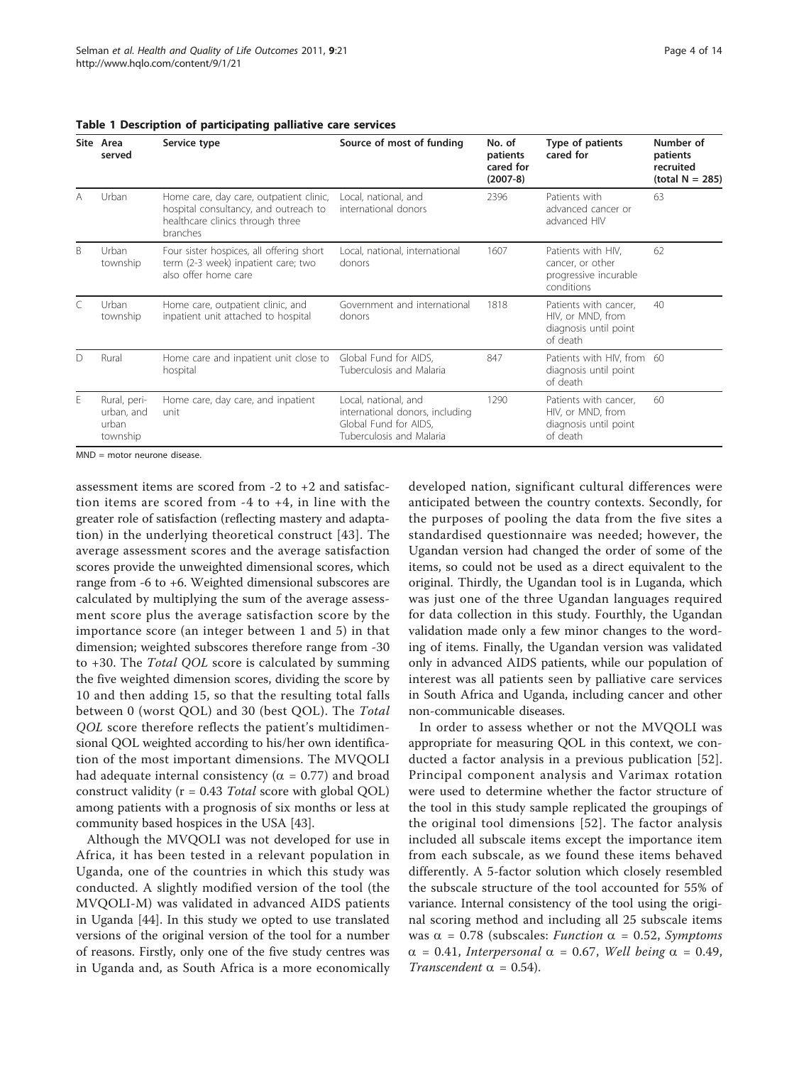**Table 1 Description of participating palliative care services**

| Site | Area served | Service type | Source of most of funding | No. of patients cared for (2007-8) | Type of patients cared for | Number of patients recruited (total N = 285) |
|---|---|---|---|---|---|---|
| A | Urban | Home care, day care, outpatient clinic, hospital consultancy, and outreach to healthcare clinics through three branches | Local, national, and international donors | 2396 | Patients with advanced cancer or advanced HIV | 63 |
| B | Urban township | Four sister hospices, all offering short term (2-3 week) inpatient care; two also offer home care | Local, national, international donors | 1607 | Patients with HIV, cancer, or other progressive incurable conditions | 62 |
| C | Urban township | Home care, outpatient clinic, and inpatient unit attached to hospital | Government and international donors | 1818 | Patients with cancer, HIV, or MND, from diagnosis until point of death | 40 |
| D | Rural | Home care and inpatient unit close to hospital | Global Fund for AIDS, Tuberculosis and Malaria | 847 | Patients with HIV, from diagnosis until point of death | 60 |
| E | Rural, peri-urban, and urban township | Home care, day care, and inpatient unit | Local, national, and international donors, including Global Fund for AIDS, Tuberculosis and Malaria | 1290 | Patients with cancer, HIV, or MND, from diagnosis until point of death | 60 |

MND = motor neurone disease.

assessment items are scored from -2 to +2 and satisfaction items are scored from -4 to +4, in line with the greater role of satisfaction (reflecting mastery and adaptation) in the underlying theoretical construct [43]. The average assessment scores and the average satisfaction scores provide the unweighted dimensional scores, which range from -6 to +6. Weighted dimensional subscores are calculated by multiplying the sum of the average assessment score plus the average satisfaction score by the importance score (an integer between 1 and 5) in that dimension; weighted subscores therefore range from -30 to +30. The *Total QOL* score is calculated by summing the five weighted dimension scores, dividing the score by 10 and then adding 15, so that the resulting total falls between 0 (worst QOL) and 30 (best QOL). The *Total QOL* score therefore reflects the patient's multidimensional QOL weighted according to his/her own identification of the most important dimensions. The MVQOLI had adequate internal consistency ($\alpha$ = 0.77) and broad construct validity (r = 0.43 *Total* score with global QOL) among patients with a prognosis of six months or less at community based hospices in the USA [43].

Although the MVQOLI was not developed for use in Africa, it has been tested in a relevant population in Uganda, one of the countries in which this study was conducted. A slightly modified version of the tool (the MVQOLI-M) was validated in advanced AIDS patients in Uganda [44]. In this study we opted to use translated versions of the original version of the tool for a number of reasons. Firstly, only one of the five study centres was in Uganda and, as South Africa is a more economically developed nation, significant cultural differences were anticipated between the country contexts. Secondly, for the purposes of pooling the data from the five sites a standardised questionnaire was needed; however, the Ugandan version had changed the order of some of the items, so could not be used as a direct equivalent to the original. Thirdly, the Ugandan tool is in Luganda, which was just one of the three Ugandan languages required for data collection in this study. Fourthly, the Ugandan validation made only a few minor changes to the wording of items. Finally, the Ugandan version was validated only in advanced AIDS patients, while our population of interest was all patients seen by palliative care services in South Africa and Uganda, including cancer and other non-communicable diseases.

In order to assess whether or not the MVQOLI was appropriate for measuring QOL in this context, we conducted a factor analysis in a previous publication [52]. Principal component analysis and Varimax rotation were used to determine whether the factor structure of the tool in this study sample replicated the groupings of the original tool dimensions [52]. The factor analysis included all subscale items except the importance item from each subscale, as we found these items behaved differently. A 5-factor solution which closely resembled the subscale structure of the tool accounted for 55% of variance. Internal consistency of the tool using the original scoring method and including all 25 subscale items was $\alpha$ = 0.78 (subscales: *Function* $\alpha$ = 0.52, *Symptoms* $\alpha$ = 0.41, *Interpersonal* $\alpha$ = 0.67, *Well being* $\alpha$ = 0.49, *Transcendent* $\alpha$ = 0.54).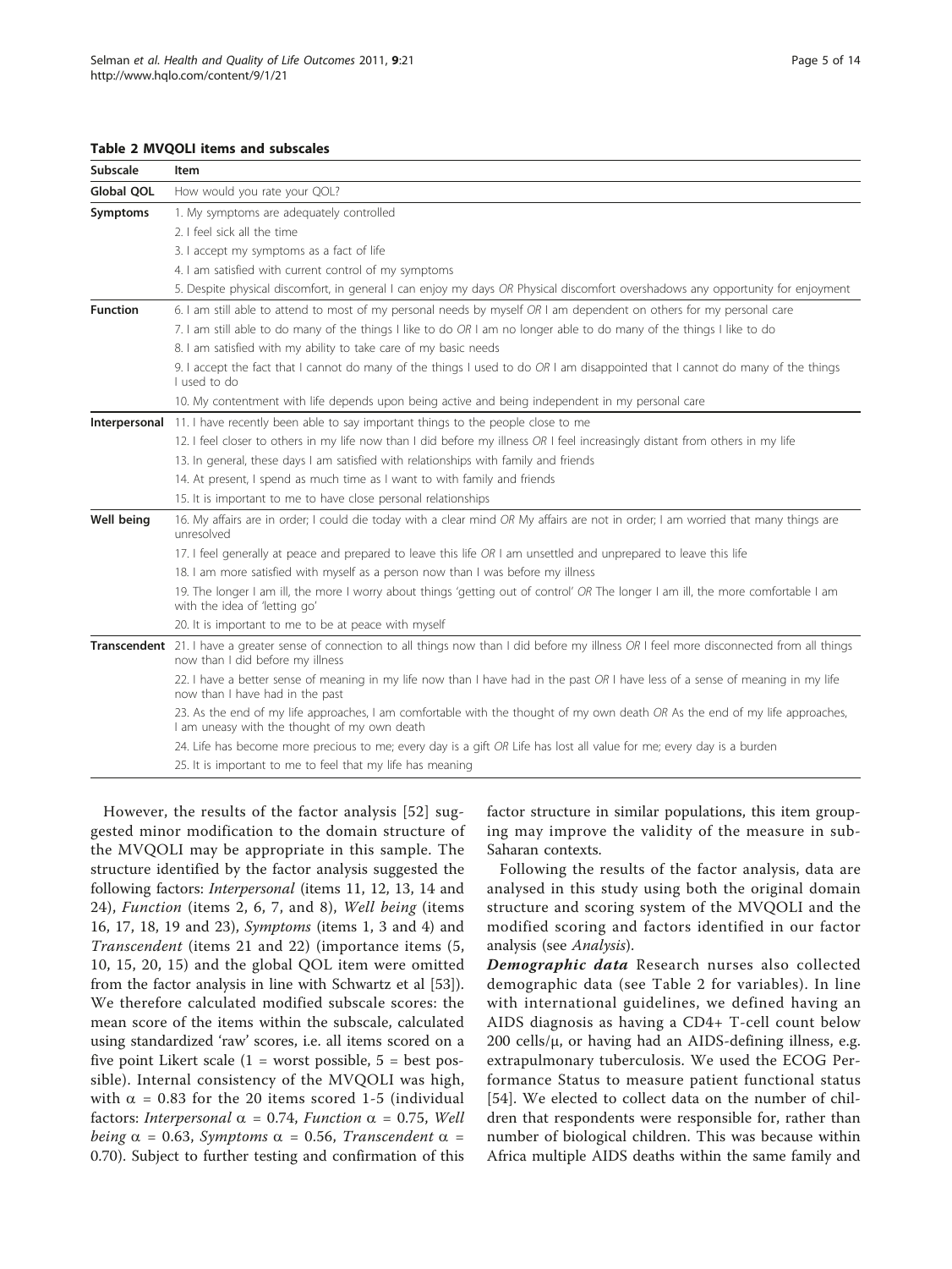**Table 2 MVQOLI items and subscales**

| Subscale | Item |
|---|---|
| **Global QOL** | How would you rate your QOL? |
| **Symptoms** | 1. My symptoms are adequately controlled |
| | 2. I feel sick all the time |
| | 3. I accept my symptoms as a fact of life |
| | 4. I am satisfied with current control of my symptoms |
| | 5. Despite physical discomfort, in general I can enjoy my days *OR* Physical discomfort overshadows any opportunity for enjoyment |
| **Function** | 6. I am still able to attend to most of my personal needs by myself *OR* I am dependent on others for my personal care |
| | 7. I am still able to do many of the things I like to do *OR* I am no longer able to do many of the things I like to do |
| | 8. I am satisfied with my ability to take care of my basic needs |
| | 9. I accept the fact that I cannot do many of the things I used to do *OR* I am disappointed that I cannot do many of the things I used to do |
| | 10. My contentment with life depends upon being active and being independent in my personal care |
| **Interpersonal** | 11. I have recently been able to say important things to the people close to me |
| | 12. I feel closer to others in my life now than I did before my illness *OR* I feel increasingly distant from others in my life |
| | 13. In general, these days I am satisfied with relationships with family and friends |
| | 14. At present, I spend as much time as I want to with family and friends |
| | 15. It is important to me to have close personal relationships |
| **Well being** | 16. My affairs are in order; I could die today with a clear mind *OR* My affairs are not in order; I am worried that many things are unresolved |
| | 17. I feel generally at peace and prepared to leave this life *OR* I am unsettled and unprepared to leave this life |
| | 18. I am more satisfied with myself as a person now than I was before my illness |
| | 19. The longer I am ill, the more I worry about things 'getting out of control' *OR* The longer I am ill, the more comfortable I am with the idea of 'letting go' |
| | 20. It is important to me to be at peace with myself |
| **Transcendent** | 21. I have a greater sense of connection to all things now than I did before my illness *OR* I feel more disconnected from all things now than I did before my illness |
| | 22. I have a better sense of meaning in my life now than I have had in the past *OR* I have less of a sense of meaning in my life now than I have had in the past |
| | 23. As the end of my life approaches, I am comfortable with the thought of my own death *OR* As the end of my life approaches, I am uneasy with the thought of my own death |
| | 24. Life has become more precious to me; every day is a gift *OR* Life has lost all value for me; every day is a burden |
| | 25. It is important to me to feel that my life has meaning |

However, the results of the factor analysis [52] suggested minor modification to the domain structure of the MVQOLI may be appropriate in this sample. The structure identified by the factor analysis suggested the following factors: *Interpersonal* (items 11, 12, 13, 14 and 24), *Function* (items 2, 6, 7, and 8), *Well being* (items 16, 17, 18, 19 and 23), *Symptoms* (items 1, 3 and 4) and *Transcendent* (items 21 and 22) (importance items (5, 10, 15, 20, 15) and the global QOL item were omitted from the factor analysis in line with Schwartz et al [53]). We therefore calculated modified subscale scores: the mean score of the items within the subscale, calculated using standardized 'raw' scores, i.e. all items scored on a five point Likert scale (1 = worst possible, 5 = best possible). Internal consistency of the MVQOLI was high, with $\alpha = 0.83$ for the 20 items scored 1-5 (individual factors: *Interpersonal* $\alpha = 0.74$, *Function* $\alpha = 0.75$, *Well being* $\alpha = 0.63$, *Symptoms* $\alpha = 0.56$, *Transcendent* $\alpha = 0.70$). Subject to further testing and confirmation of this factor structure in similar populations, this item grouping may improve the validity of the measure in sub-Saharan contexts.

Following the results of the factor analysis, data are analysed in this study using both the original domain structure and scoring system of the MVQOLI and the modified scoring and factors identified in our factor analysis (see *Analysis*).

***Demographic data*** Research nurses also collected demographic data (see Table 2 for variables). In line with international guidelines, we defined having an AIDS diagnosis as having a CD4+ T-cell count below 200 cells/μ, or having had an AIDS-defining illness, e.g. extrapulmonary tuberculosis. We used the ECOG Performance Status to measure patient functional status [54]. We elected to collect data on the number of children that respondents were responsible for, rather than number of biological children. This was because within Africa multiple AIDS deaths within the same family and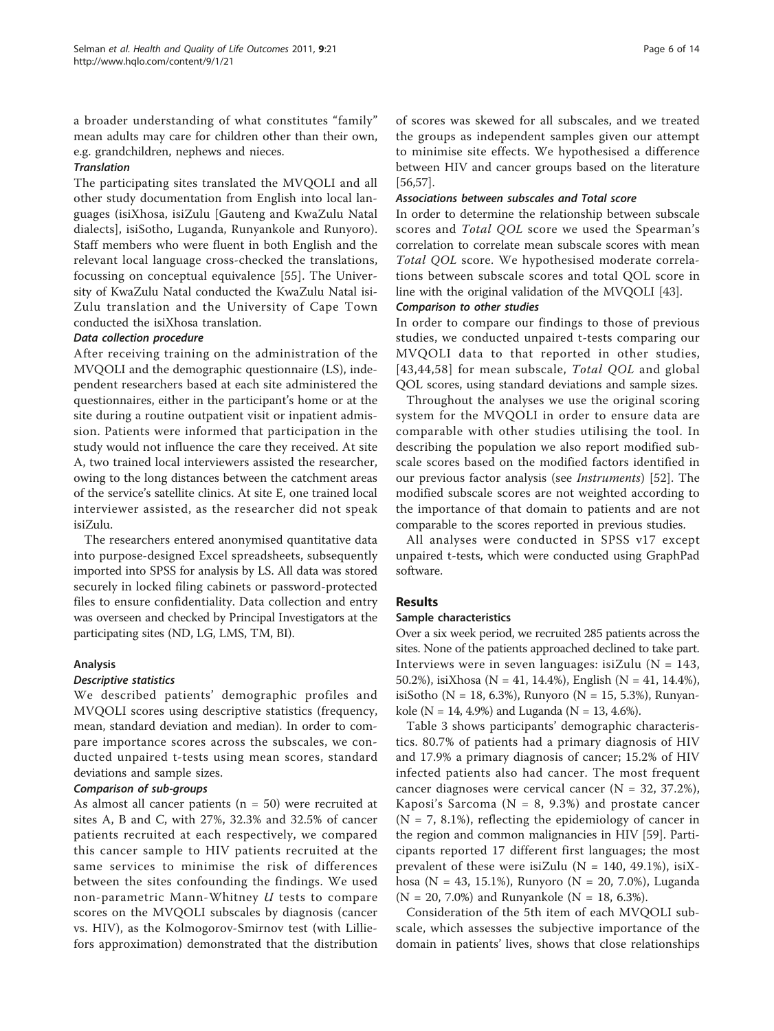a broader understanding of what constitutes "family" mean adults may care for children other than their own, e.g. grandchildren, nephews and nieces.

#### Translation

The participating sites translated the MVQOLI and all other study documentation from English into local languages (isiXhosa, isiZulu [Gauteng and KwaZulu Natal dialects], isiSotho, Luganda, Runyankole and Runyoro). Staff members who were fluent in both English and the relevant local language cross-checked the translations, focussing on conceptual equivalence [55]. The University of KwaZulu Natal conducted the KwaZulu Natal isiZulu translation and the University of Cape Town conducted the isiXhosa translation.

#### Data collection procedure

After receiving training on the administration of the MVQOLI and the demographic questionnaire (LS), independent researchers based at each site administered the questionnaires, either in the participant's home or at the site during a routine outpatient visit or inpatient admission. Patients were informed that participation in the study would not influence the care they received. At site A, two trained local interviewers assisted the researcher, owing to the long distances between the catchment areas of the service's satellite clinics. At site E, one trained local interviewer assisted, as the researcher did not speak isiZulu.

The researchers entered anonymised quantitative data into purpose-designed Excel spreadsheets, subsequently imported into SPSS for analysis by LS. All data was stored securely in locked filing cabinets or password-protected files to ensure confidentiality. Data collection and entry was overseen and checked by Principal Investigators at the participating sites (ND, LG, LMS, TM, BI).

### Analysis

#### Descriptive statistics

We described patients' demographic profiles and MVQOLI scores using descriptive statistics (frequency, mean, standard deviation and median). In order to compare importance scores across the subscales, we conducted unpaired t-tests using mean scores, standard deviations and sample sizes.

#### Comparison of sub-groups

As almost all cancer patients (n = 50) were recruited at sites A, B and C, with 27%, 32.3% and 32.5% of cancer patients recruited at each respectively, we compared this cancer sample to HIV patients recruited at the same services to minimise the risk of differences between the sites confounding the findings. We used non-parametric Mann-Whitney *U* tests to compare scores on the MVQOLI subscales by diagnosis (cancer vs. HIV), as the Kolmogorov-Smirnov test (with Lilliefors approximation) demonstrated that the distribution of scores was skewed for all subscales, and we treated the groups as independent samples given our attempt to minimise site effects. We hypothesised a difference between HIV and cancer groups based on the literature [56,57].

#### Associations between subscales and Total score

In order to determine the relationship between subscale scores and *Total QOL* score we used the Spearman's correlation to correlate mean subscale scores with mean *Total QOL* score. We hypothesised moderate correlations between subscale scores and total QOL score in line with the original validation of the MVQOLI [43].

#### Comparison to other studies

In order to compare our findings to those of previous studies, we conducted unpaired t-tests comparing our MVQOLI data to that reported in other studies, [43,44,58] for mean subscale, *Total QOL* and global QOL scores, using standard deviations and sample sizes.

Throughout the analyses we use the original scoring system for the MVQOLI in order to ensure data are comparable with other studies utilising the tool. In describing the population we also report modified subscale scores based on the modified factors identified in our previous factor analysis (see *Instruments*) [52]. The modified subscale scores are not weighted according to the importance of that domain to patients and are not comparable to the scores reported in previous studies.

All analyses were conducted in SPSS v17 except unpaired t-tests, which were conducted using GraphPad software.

## Results

### Sample characteristics

Over a six week period, we recruited 285 patients across the sites. None of the patients approached declined to take part. Interviews were in seven languages: isiZulu (N = 143, 50.2%), isiXhosa (N = 41, 14.4%), English (N = 41, 14.4%), isiSotho (N = 18, 6.3%), Runyoro (N = 15, 5.3%), Runyankole (N = 14, 4.9%) and Luganda (N = 13, 4.6%).

Table 3 shows participants' demographic characteristics. 80.7% of patients had a primary diagnosis of HIV and 17.9% a primary diagnosis of cancer; 15.2% of HIV infected patients also had cancer. The most frequent cancer diagnoses were cervical cancer (N = 32, 37.2%), Kaposi's Sarcoma (N = 8, 9.3%) and prostate cancer (N = 7, 8.1%), reflecting the epidemiology of cancer in the region and common malignancies in HIV [59]. Participants reported 17 different first languages; the most prevalent of these were isiZulu (N = 140, 49.1%), isiXhosa (N = 43, 15.1%), Runyoro (N = 20, 7.0%), Luganda (N = 20, 7.0%) and Runyankole (N = 18, 6.3%).

Consideration of the 5th item of each MVQOLI subscale, which assesses the subjective importance of the domain in patients' lives, shows that close relationships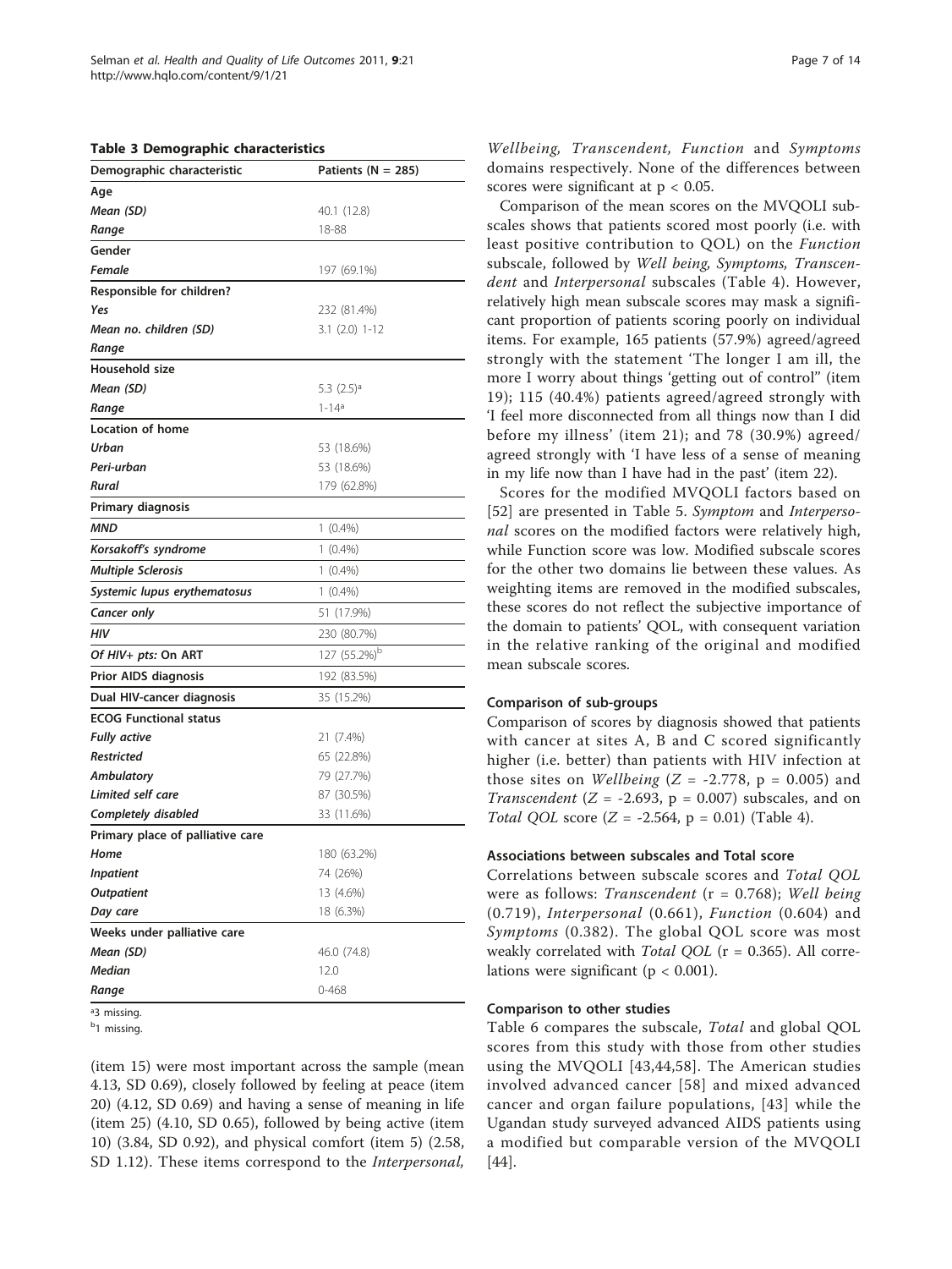**Table 3 Demographic characteristics**

| Demographic characteristic | Patients (N = 285) |
|---|---|
| **Age** | |
| *Mean (SD)* | 40.1 (12.8) |
| *Range* | 18-88 |
| **Gender** | |
| *Female* | 197 (69.1%) |
| **Responsible for children?** | |
| *Yes* | 232 (81.4%) |
| *Mean no. children (SD)* | 3.1 (2.0) 1-12 |
| *Range* | |
| **Household size** | |
| *Mean (SD)* | 5.3 (2.5)[a] |
| *Range* | 1-14[a] |
| **Location of home** | |
| *Urban* | 53 (18.6%) |
| *Peri-urban* | 53 (18.6%) |
| *Rural* | 179 (62.8%) |
| **Primary diagnosis** | |
| *MND* | 1 (0.4%) |
| *Korsakoff's syndrome* | 1 (0.4%) |
| *Multiple Sclerosis* | 1 (0.4%) |
| *Systemic lupus erythematosus* | 1 (0.4%) |
| *Cancer only* | 51 (17.9%) |
| *HIV* | 230 (80.7%) |
| *Of HIV+ pts: On ART* | 127 (55.2%)[b] |
| **Prior AIDS diagnosis** | 192 (83.5%) |
| **Dual HIV-cancer diagnosis** | 35 (15.2%) |
| **ECOG Functional status** | |
| *Fully active* | 21 (7.4%) |
| *Restricted* | 65 (22.8%) |
| *Ambulatory* | 79 (27.7%) |
| *Limited self care* | 87 (30.5%) |
| *Completely disabled* | 33 (11.6%) |
| **Primary place of palliative care** | |
| *Home* | 180 (63.2%) |
| *Inpatient* | 74 (26%) |
| *Outpatient* | 13 (4.6%) |
| *Day care* | 18 (6.3%) |
| **Weeks under palliative care** | |
| *Mean (SD)* | 46.0 (74.8) |
| *Median* | 12.0 |
| *Range* | 0-468 |

[a]3 missing.
[b]1 missing.

(item 15) were most important across the sample (mean 4.13, SD 0.69), closely followed by feeling at peace (item 20) (4.12, SD 0.69) and having a sense of meaning in life (item 25) (4.10, SD 0.65), followed by being active (item 10) (3.84, SD 0.92), and physical comfort (item 5) (2.58, SD 1.12). These items correspond to the *Interpersonal, Wellbeing, Transcendent, Function* and *Symptoms* domains respectively. None of the differences between scores were significant at $p < 0.05$.

Comparison of the mean scores on the MVQOLI subscales shows that patients scored most poorly (i.e. with least positive contribution to QOL) on the *Function* subscale, followed by *Well being, Symptoms, Transcendent* and *Interpersonal* subscales (Table 4). However, relatively high mean subscale scores may mask a significant proportion of patients scoring poorly on individual items. For example, 165 patients (57.9%) agreed/agreed strongly with the statement 'The longer I am ill, the more I worry about things 'getting out of control'' (item 19); 115 (40.4%) patients agreed/agreed strongly with 'I feel more disconnected from all things now than I did before my illness' (item 21); and 78 (30.9%) agreed/agreed strongly with 'I have less of a sense of meaning in my life now than I have had in the past' (item 22).

Scores for the modified MVQOLI factors based on [52] are presented in Table 5. *Symptom* and *Interpersonal* scores on the modified factors were relatively high, while Function score was low. Modified subscale scores for the other two domains lie between these values. As weighting items are removed in the modified subscales, these scores do not reflect the subjective importance of the domain to patients' QOL, with consequent variation in the relative ranking of the original and modified mean subscale scores.

### Comparison of sub-groups

Comparison of scores by diagnosis showed that patients with cancer at sites A, B and C scored significantly higher (i.e. better) than patients with HIV infection at those sites on *Wellbeing* ($Z = -2.778$, $p = 0.005$) and *Transcendent* ($Z = -2.693$, $p = 0.007$) subscales, and on *Total QOL* score ($Z = -2.564$, $p = 0.01$) (Table 4).

### Associations between subscales and Total score

Correlations between subscale scores and *Total QOL* were as follows: *Transcendent* ($r = 0.768$); *Well being* (0.719), *Interpersonal* (0.661), *Function* (0.604) and *Symptoms* (0.382). The global QOL score was most weakly correlated with *Total QOL* ($r = 0.365$). All correlations were significant ($p < 0.001$).

### Comparison to other studies

Table 6 compares the subscale, *Total* and global QOL scores from this study with those from other studies using the MVQOLI [43,44,58]. The American studies involved advanced cancer [58] and mixed advanced cancer and organ failure populations, [43] while the Ugandan study surveyed advanced AIDS patients using a modified but comparable version of the MVQOLI [44].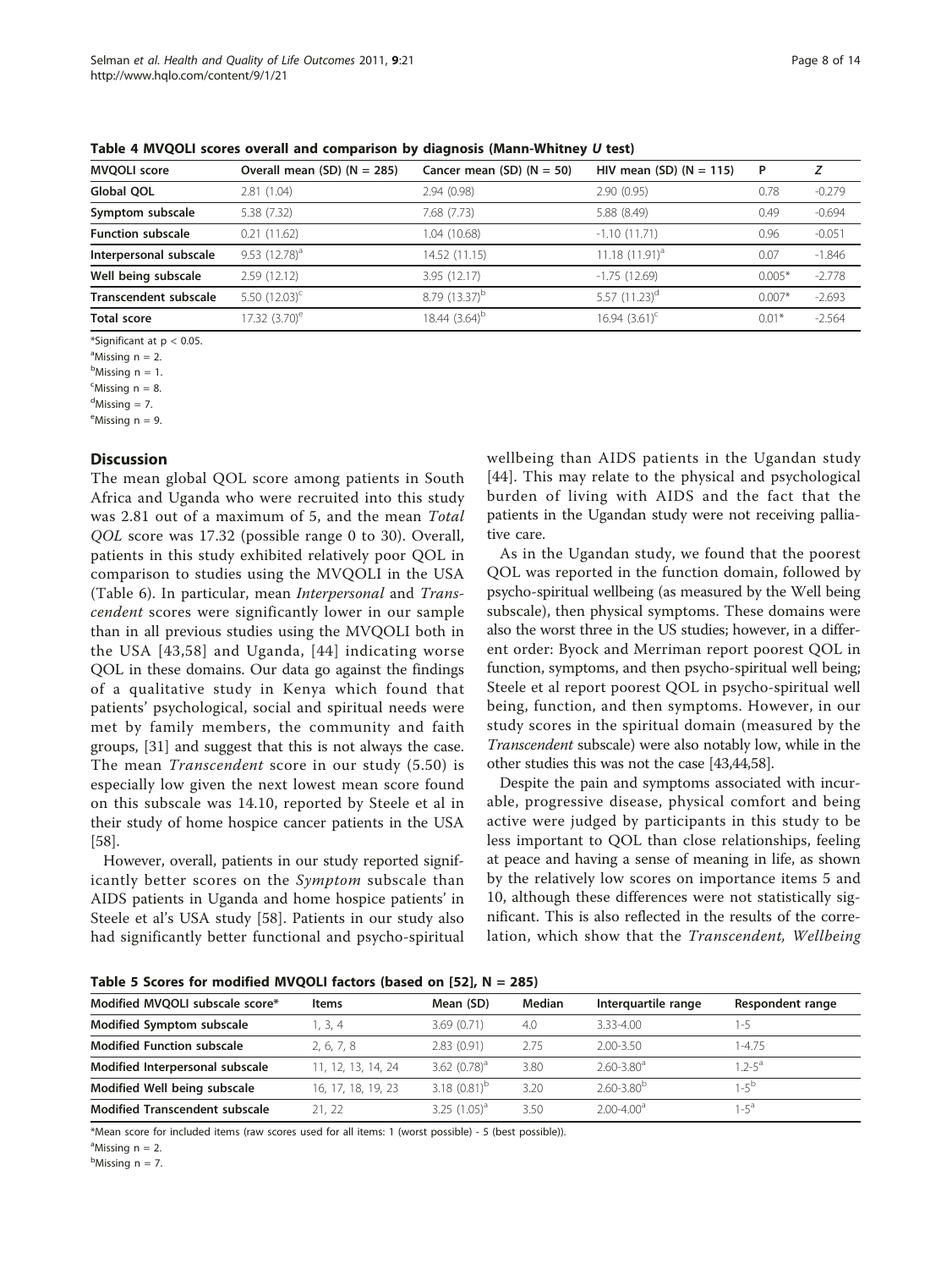**Table 4 MVQOLI scores overall and comparison by diagnosis (Mann-Whitney *U* test)**

| MVQOLI score | Overall mean (SD) (N = 285) | Cancer mean (SD) (N = 50) | HIV mean (SD) (N = 115) | P | Z |
|---|---|---|---|---|---|
| Global QOL | 2.81 (1.04) | 2.94 (0.98) | 2.90 (0.95) | 0.78 | -0.279 |
| Symptom subscale | 5.38 (7.32) | 7.68 (7.73) | 5.88 (8.49) | 0.49 | -0.694 |
| Function subscale | 0.21 (11.62) | 1.04 (10.68) | -1.10 (11.71) | 0.96 | -0.051 |
| Interpersonal subscale | 9.53 (12.78)[a] | 14.52 (11.15) | 11.18 (11.91)[a] | 0.07 | -1.846 |
| Well being subscale | 2.59 (12.12) | 3.95 (12.17) | -1.75 (12.69) | 0.005* | -2.778 |
| Transcendent subscale | 5.50 (12.03)[c] | 8.79 (13.37)[b] | 5.57 (11.23)[d] | 0.007* | -2.693 |
| Total score | 17.32 (3.70)[e] | 18.44 (3.64)[b] | 16.94 (3.61)[c] | 0.01* | -2.564 |

*Significant at $p < 0.05$.
[a]Missing n = 2.
[b]Missing n = 1.
[c]Missing n = 8.
[d]Missing = 7.
[e]Missing n = 9.

## Discussion

The mean global QOL score among patients in South Africa and Uganda who were recruited into this study was 2.81 out of a maximum of 5, and the mean *Total QOL* score was 17.32 (possible range 0 to 30). Overall, patients in this study exhibited relatively poor QOL in comparison to studies using the MVQOLI in the USA (Table 6). In particular, mean *Interpersonal* and *Transcendent* scores were significantly lower in our sample than in all previous studies using the MVQOLI both in the USA [43,58] and Uganda, [44] indicating worse QOL in these domains. Our data go against the findings of a qualitative study in Kenya which found that patients' psychological, social and spiritual needs were met by family members, the community and faith groups, [31] and suggest that this is not always the case. The mean *Transcendent* score in our study (5.50) is especially low given the next lowest mean score found on this subscale was 14.10, reported by Steele et al in their study of home hospice cancer patients in the USA [58].

However, overall, patients in our study reported significantly better scores on the *Symptom* subscale than AIDS patients in Uganda and home hospice patients' in Steele et al's USA study [58]. Patients in our study also had significantly better functional and psycho-spiritual wellbeing than AIDS patients in the Ugandan study [44]. This may relate to the physical and psychological burden of living with AIDS and the fact that the patients in the Ugandan study were not receiving palliative care.

As in the Ugandan study, we found that the poorest QOL was reported in the function domain, followed by psycho-spiritual wellbeing (as measured by the Well being subscale), then physical symptoms. These domains were also the worst three in the US studies; however, in a different order: Byock and Merriman report poorest QOL in function, symptoms, and then psycho-spiritual well being; Steele et al report poorest QOL in psycho-spiritual well being, function, and then symptoms. However, in our study scores in the spiritual domain (measured by the *Transcendent* subscale) were also notably low, while in the other studies this was not the case [43,44,58].

Despite the pain and symptoms associated with incurable, progressive disease, physical comfort and being active were judged by participants in this study to be less important to QOL than close relationships, feeling at peace and having a sense of meaning in life, as shown by the relatively low scores on importance items 5 and 10, although these differences were not statistically significant. This is also reflected in the results of the correlation, which show that the *Transcendent, Wellbeing*

**Table 5 Scores for modified MVQOLI factors (based on [52], N = 285)**

| Modified MVQOLI subscale score* | Items | Mean (SD) | Median | Interquartile range | Respondent range |
|---|---|---|---|---|---|
| Modified Symptom subscale | 1, 3, 4 | 3.69 (0.71) | 4.0 | 3.33-4.00 | 1-5 |
| Modified Function subscale | 2, 6, 7, 8 | 2.83 (0.91) | 2.75 | 2.00-3.50 | 1-4.75 |
| Modified Interpersonal subscale | 11, 12, 13, 14, 24 | 3.62 (0.78)[a] | 3.80 | 2.60-3.80[a] | 1.2-5[a] |
| Modified Well being subscale | 16, 17, 18, 19, 23 | 3.18 (0.81)[b] | 3.20 | 2.60-3.80[b] | 1-5[b] |
| Modified Transcendent subscale | 21, 22 | 3.25 (1.05)[a] | 3.50 | 2.00-4.00[a] | 1-5[a] |

*Mean score for included items (raw scores used for all items: 1 (worst possible) - 5 (best possible)).
[a]Missing n = 2.
[b]Missing n = 7.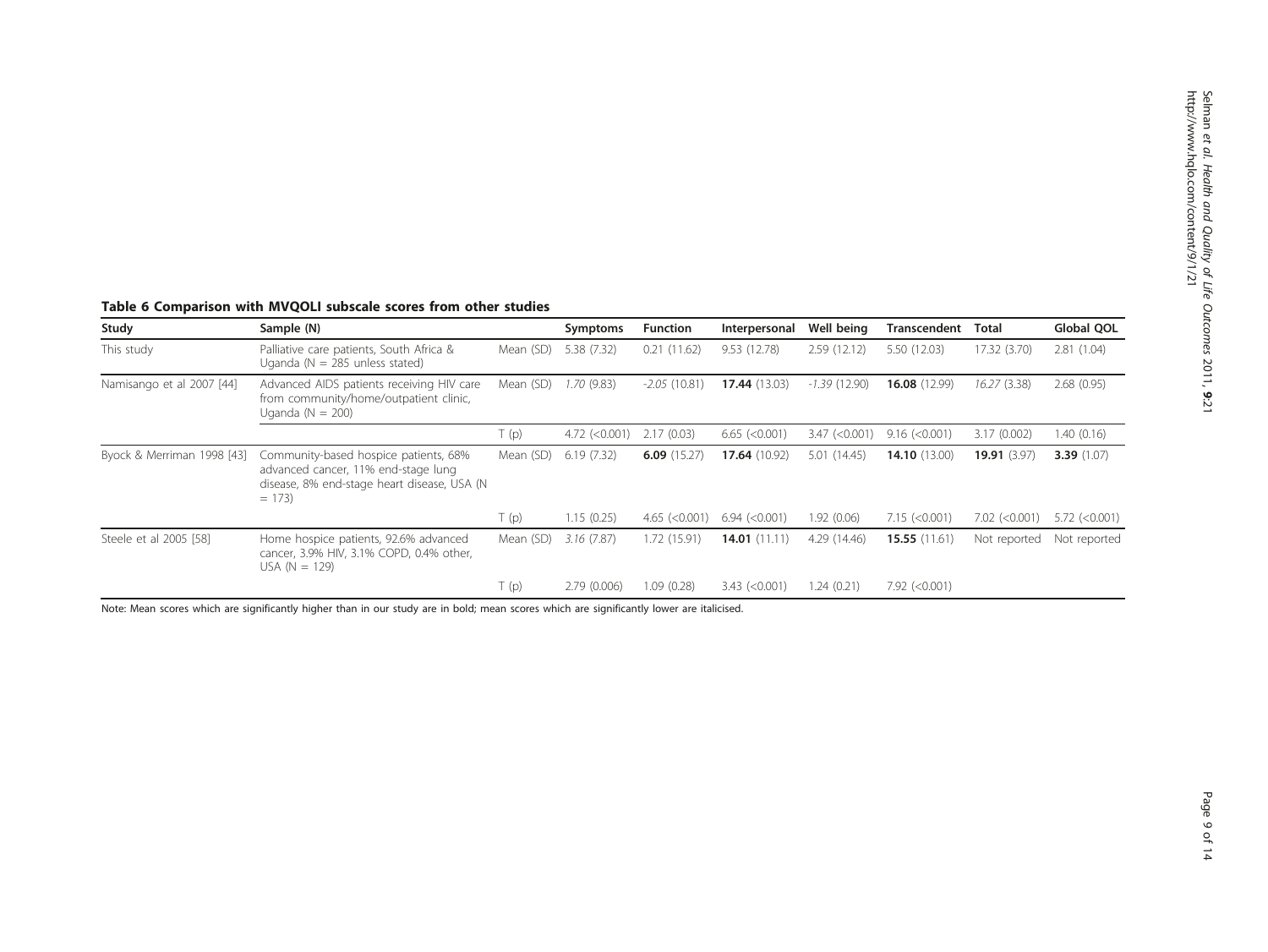**Table 6 Comparison with MVQOLI subscale scores from other studies**

| Study | Sample (N) | | Symptoms | Function | Interpersonal | Well being | Transcendent | Total | Global QOL |
|---|---|---|---|---|---|---|---|---|---|
| This study | Palliative care patients, South Africa & Uganda (N = 285 unless stated) | Mean (SD) | 5.38 (7.32) | 0.21 (11.62) | 9.53 (12.78) | 2.59 (12.12) | 5.50 (12.03) | 17.32 (3.70) | 2.81 (1.04) |
| Namisango et al 2007 [44] | Advanced AIDS patients receiving HIV care from community/home/outpatient clinic, Uganda (N = 200) | Mean (SD) | *1.70* (9.83) | *-2.05* (10.81) | **17.44** (13.03) | *-1.39* (12.90) | **16.08** (12.99) | *16.27* (3.38) | 2.68 (0.95) |
| | | T (p) | 4.72 (<0.001) | 2.17 (0.03) | 6.65 (<0.001) | 3.47 (<0.001) | 9.16 (<0.001) | 3.17 (0.002) | 1.40 (0.16) |
| Byock & Merriman 1998 [43] | Community-based hospice patients, 68% advanced cancer, 11% end-stage lung disease, 8% end-stage heart disease, USA (N = 173) | Mean (SD) | 6.19 (7.32) | **6.09** (15.27) | **17.64** (10.92) | 5.01 (14.45) | **14.10** (13.00) | **19.91** (3.97) | **3.39** (1.07) |
| | | T (p) | 1.15 (0.25) | 4.65 (<0.001) | 6.94 (<0.001) | 1.92 (0.06) | 7.15 (<0.001) | 7.02 (<0.001) | 5.72 (<0.001) |
| Steele et al 2005 [58] | Home hospice patients, 92.6% advanced cancer, 3.9% HIV, 3.1% COPD, 0.4% other, USA (N = 129) | Mean (SD) | *3.16* (7.87) | 1.72 (15.91) | **14.01** (11.11) | 4.29 (14.46) | **15.55** (11.61) | Not reported | Not reported |
| | | T (p) | 2.79 (0.006) | 1.09 (0.28) | 3.43 (<0.001) | 1.24 (0.21) | 7.92 (<0.001) | | |

Note: Mean scores which are significantly higher than in our study are in bold; mean scores which are significantly lower are italicised.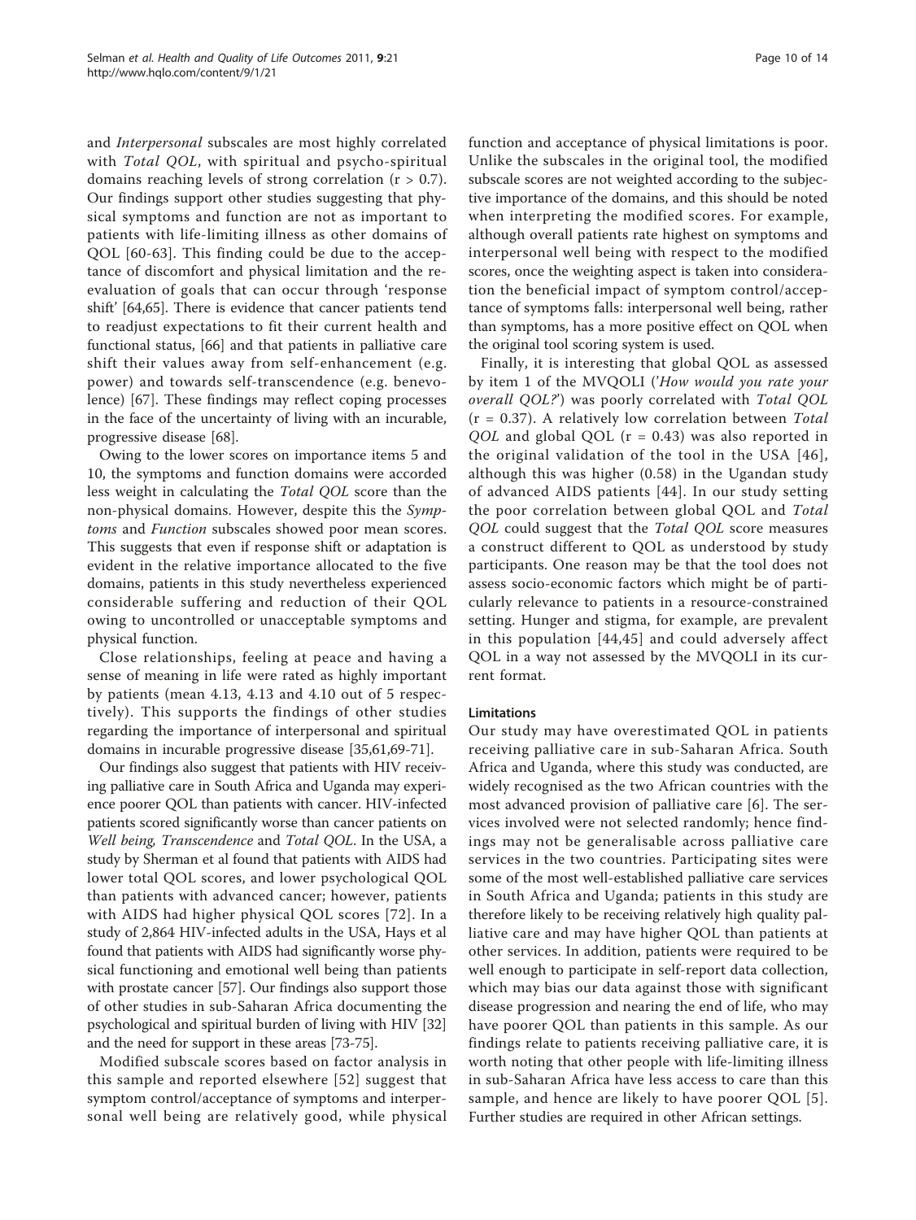and *Interpersonal* subscales are most highly correlated with *Total QOL*, with spiritual and psycho-spiritual domains reaching levels of strong correlation ($r > 0.7$). Our findings support other studies suggesting that physical symptoms and function are not as important to patients with life-limiting illness as other domains of QOL [60-63]. This finding could be due to the acceptance of discomfort and physical limitation and the re-evaluation of goals that can occur through 'response shift' [64,65]. There is evidence that cancer patients tend to readjust expectations to fit their current health and functional status, [66] and that patients in palliative care shift their values away from self-enhancement (e.g. power) and towards self-transcendence (e.g. benevolence) [67]. These findings may reflect coping processes in the face of the uncertainty of living with an incurable, progressive disease [68].

Owing to the lower scores on importance items 5 and 10, the symptoms and function domains were accorded less weight in calculating the *Total QOL* score than the non-physical domains. However, despite this the *Symptoms* and *Function* subscales showed poor mean scores. This suggests that even if response shift or adaptation is evident in the relative importance allocated to the five domains, patients in this study nevertheless experienced considerable suffering and reduction of their QOL owing to uncontrolled or unacceptable symptoms and physical function.

Close relationships, feeling at peace and having a sense of meaning in life were rated as highly important by patients (mean 4.13, 4.13 and 4.10 out of 5 respectively). This supports the findings of other studies regarding the importance of interpersonal and spiritual domains in incurable progressive disease [35,61,69-71].

Our findings also suggest that patients with HIV receiving palliative care in South Africa and Uganda may experience poorer QOL than patients with cancer. HIV-infected patients scored significantly worse than cancer patients on *Well being, Transcendence* and *Total QOL*. In the USA, a study by Sherman et al found that patients with AIDS had lower total QOL scores, and lower psychological QOL than patients with advanced cancer; however, patients with AIDS had higher physical QOL scores [72]. In a study of 2,864 HIV-infected adults in the USA, Hays et al found that patients with AIDS had significantly worse physical functioning and emotional well being than patients with prostate cancer [57]. Our findings also support those of other studies in sub-Saharan Africa documenting the psychological and spiritual burden of living with HIV [32] and the need for support in these areas [73-75].

Modified subscale scores based on factor analysis in this sample and reported elsewhere [52] suggest that symptom control/acceptance of symptoms and interpersonal well being are relatively good, while physical function and acceptance of physical limitations is poor. Unlike the subscales in the original tool, the modified subscale scores are not weighted according to the subjective importance of the domains, and this should be noted when interpreting the modified scores. For example, although overall patients rate highest on symptoms and interpersonal well being with respect to the modified scores, once the weighting aspect is taken into consideration the beneficial impact of symptom control/acceptance of symptoms falls: interpersonal well being, rather than symptoms, has a more positive effect on QOL when the original tool scoring system is used.

Finally, it is interesting that global QOL as assessed by item 1 of the MVQOLI (*'How would you rate your overall QOL?'*) was poorly correlated with *Total QOL* ($r = 0.37$). A relatively low correlation between *Total QOL* and global QOL ($r = 0.43$) was also reported in the original validation of the tool in the USA [46], although this was higher (0.58) in the Ugandan study of advanced AIDS patients [44]. In our study setting the poor correlation between global QOL and *Total QOL* could suggest that the *Total QOL* score measures a construct different to QOL as understood by study participants. One reason may be that the tool does not assess socio-economic factors which might be of particularly relevance to patients in a resource-constrained setting. Hunger and stigma, for example, are prevalent in this population [44,45] and could adversely affect QOL in a way not assessed by the MVQOLI in its current format.

## Limitations

Our study may have overestimated QOL in patients receiving palliative care in sub-Saharan Africa. South Africa and Uganda, where this study was conducted, are widely recognised as the two African countries with the most advanced provision of palliative care [6]. The services involved were not selected randomly; hence findings may not be generalisable across palliative care services in the two countries. Participating sites were some of the most well-established palliative care services in South Africa and Uganda; patients in this study are therefore likely to be receiving relatively high quality palliative care and may have higher QOL than patients at other services. In addition, patients were required to be well enough to participate in self-report data collection, which may bias our data against those with significant disease progression and nearing the end of life, who may have poorer QOL than patients in this sample. As our findings relate to patients receiving palliative care, it is worth noting that other people with life-limiting illness in sub-Saharan Africa have less access to care than this sample, and hence are likely to have poorer QOL [5]. Further studies are required in other African settings.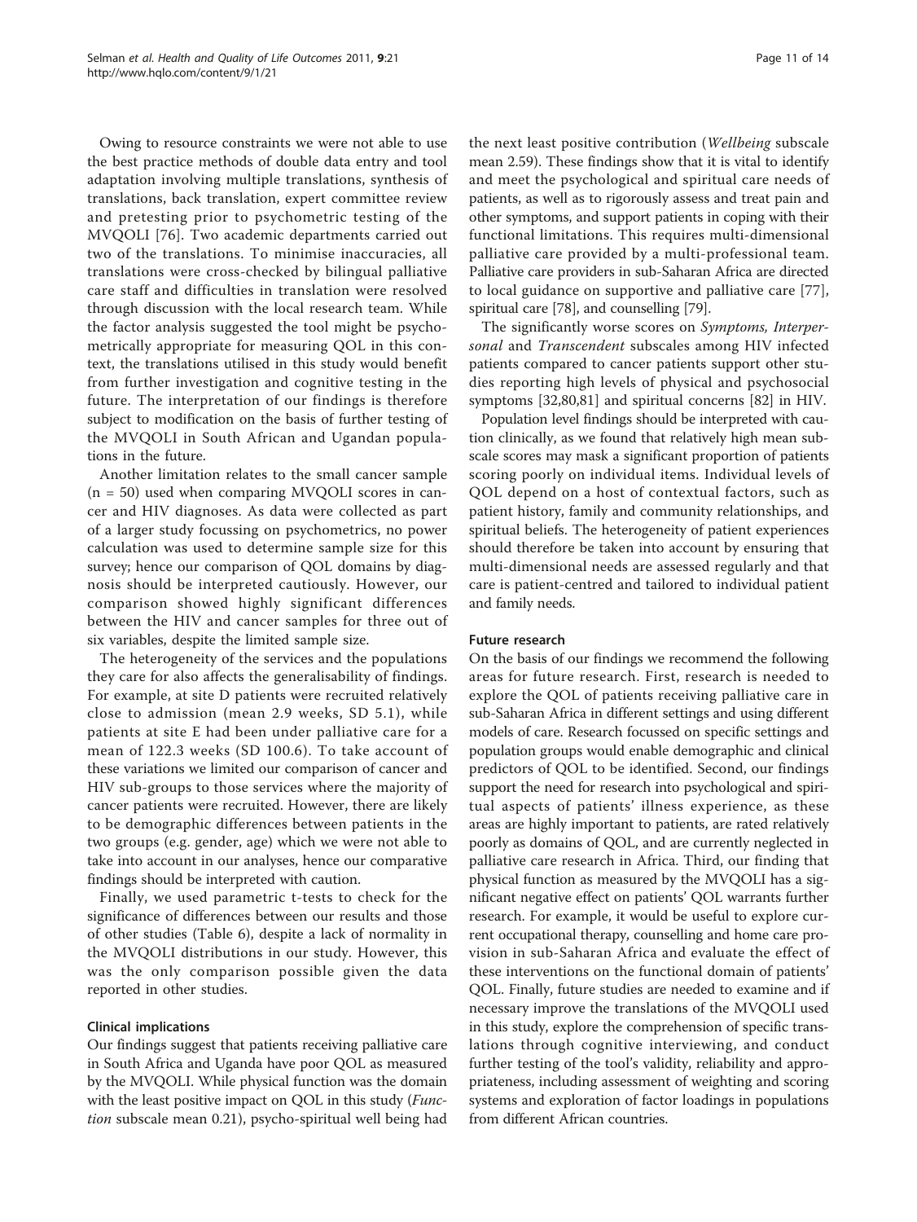Owing to resource constraints we were not able to use the best practice methods of double data entry and tool adaptation involving multiple translations, synthesis of translations, back translation, expert committee review and pretesting prior to psychometric testing of the MVQOLI [76]. Two academic departments carried out two of the translations. To minimise inaccuracies, all translations were cross-checked by bilingual palliative care staff and difficulties in translation were resolved through discussion with the local research team. While the factor analysis suggested the tool might be psychometrically appropriate for measuring QOL in this context, the translations utilised in this study would benefit from further investigation and cognitive testing in the future. The interpretation of our findings is therefore subject to modification on the basis of further testing of the MVQOLI in South African and Ugandan populations in the future.

Another limitation relates to the small cancer sample (n = 50) used when comparing MVQOLI scores in cancer and HIV diagnoses. As data were collected as part of a larger study focussing on psychometrics, no power calculation was used to determine sample size for this survey; hence our comparison of QOL domains by diagnosis should be interpreted cautiously. However, our comparison showed highly significant differences between the HIV and cancer samples for three out of six variables, despite the limited sample size.

The heterogeneity of the services and the populations they care for also affects the generalisability of findings. For example, at site D patients were recruited relatively close to admission (mean 2.9 weeks, SD 5.1), while patients at site E had been under palliative care for a mean of 122.3 weeks (SD 100.6). To take account of these variations we limited our comparison of cancer and HIV sub-groups to those services where the majority of cancer patients were recruited. However, there are likely to be demographic differences between patients in the two groups (e.g. gender, age) which we were not able to take into account in our analyses, hence our comparative findings should be interpreted with caution.

Finally, we used parametric t-tests to check for the significance of differences between our results and those of other studies (Table 6), despite a lack of normality in the MVQOLI distributions in our study. However, this was the only comparison possible given the data reported in other studies.

### Clinical implications

Our findings suggest that patients receiving palliative care in South Africa and Uganda have poor QOL as measured by the MVQOLI. While physical function was the domain with the least positive impact on QOL in this study (*Function* subscale mean 0.21), psycho-spiritual well being had the next least positive contribution (*Wellbeing* subscale mean 2.59). These findings show that it is vital to identify and meet the psychological and spiritual care needs of patients, as well as to rigorously assess and treat pain and other symptoms, and support patients in coping with their functional limitations. This requires multi-dimensional palliative care provided by a multi-professional team. Palliative care providers in sub-Saharan Africa are directed to local guidance on supportive and palliative care [77], spiritual care [78], and counselling [79].

The significantly worse scores on *Symptoms*, *Interpersonal* and *Transcendent* subscales among HIV infected patients compared to cancer patients support other studies reporting high levels of physical and psychosocial symptoms [32,80,81] and spiritual concerns [82] in HIV.

Population level findings should be interpreted with caution clinically, as we found that relatively high mean subscale scores may mask a significant proportion of patients scoring poorly on individual items. Individual levels of QOL depend on a host of contextual factors, such as patient history, family and community relationships, and spiritual beliefs. The heterogeneity of patient experiences should therefore be taken into account by ensuring that multi-dimensional needs are assessed regularly and that care is patient-centred and tailored to individual patient and family needs.

### Future research

On the basis of our findings we recommend the following areas for future research. First, research is needed to explore the QOL of patients receiving palliative care in sub-Saharan Africa in different settings and using different models of care. Research focussed on specific settings and population groups would enable demographic and clinical predictors of QOL to be identified. Second, our findings support the need for research into psychological and spiritual aspects of patients' illness experience, as these areas are highly important to patients, are rated relatively poorly as domains of QOL, and are currently neglected in palliative care research in Africa. Third, our finding that physical function as measured by the MVQOLI has a significant negative effect on patients' QOL warrants further research. For example, it would be useful to explore current occupational therapy, counselling and home care provision in sub-Saharan Africa and evaluate the effect of these interventions on the functional domain of patients' QOL. Finally, future studies are needed to examine and if necessary improve the translations of the MVQOLI used in this study, explore the comprehension of specific translations through cognitive interviewing, and conduct further testing of the tool's validity, reliability and appropriateness, including assessment of weighting and scoring systems and exploration of factor loadings in populations from different African countries.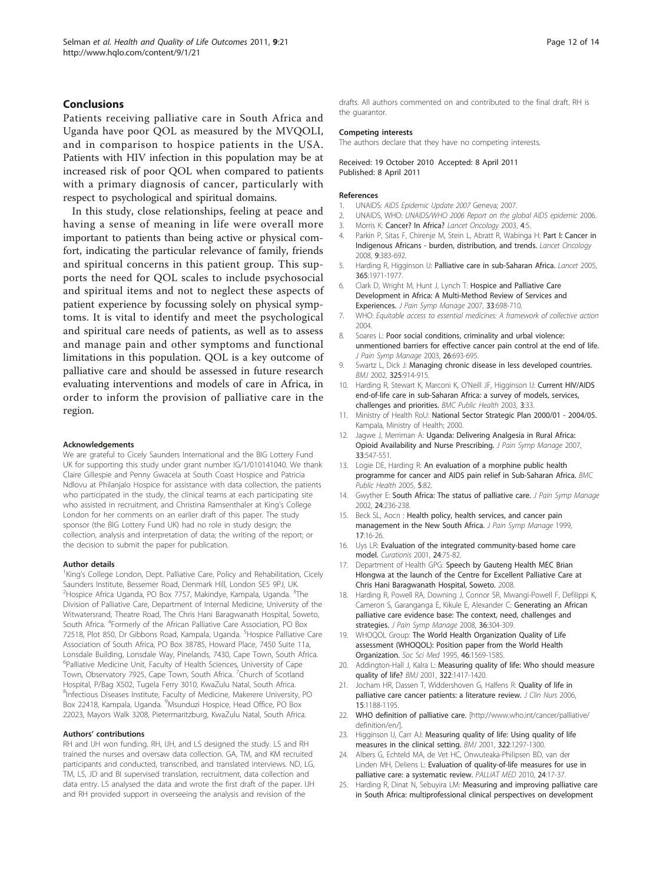## Conclusions

Patients receiving palliative care in South Africa and Uganda have poor QOL as measured by the MVQOLI, and in comparison to hospice patients in the USA. Patients with HIV infection in this population may be at increased risk of poor QOL when compared to patients with a primary diagnosis of cancer, particularly with respect to psychological and spiritual domains.

In this study, close relationships, feeling at peace and having a sense of meaning in life were overall more important to patients than being active or physical comfort, indicating the particular relevance of family, friends and spiritual concerns in this patient group. This supports the need for QOL scales to include psychosocial and spiritual items and not to neglect these aspects of patient experience by focussing solely on physical symptoms. It is vital to identify and meet the psychological and spiritual care needs of patients, as well as to assess and manage pain and other symptoms and functional limitations in this population. QOL is a key outcome of palliative care and should be assessed in future research evaluating interventions and models of care in Africa, in order to inform the provision of palliative care in the region.

#### Acknowledgements

We are grateful to Cicely Saunders International and the BIG Lottery Fund UK for supporting this study under grant number IG/1/010141040. We thank Claire Gillespie and Penny Gwacela at South Coast Hospice and Patricia Ndlovu at Philanjalo Hospice for assistance with data collection, the patients who participated in the study, the clinical teams at each participating site who assisted in recruitment, and Christina Ramsenthaler at King's College London for her comments on an earlier draft of this paper. The study sponsor (the BIG Lottery Fund UK) had no role in study design; the collection, analysis and interpretation of data; the writing of the report; or the decision to submit the paper for publication.

#### Author details

[1]King's College London, Dept. Palliative Care, Policy and Rehabilitation, Cicely Saunders Institute, Bessemer Road, Denmark Hill, London SE5 9PJ, UK. [2]Hospice Africa Uganda, PO Box 7757, Makindye, Kampala, Uganda. [3]The Division of Palliative Care, Department of Internal Medicine, University of the Witwatersrand, Theatre Road, The Chris Hani Baragwanath Hospital, Soweto, South Africa. [4]Formerly of the African Palliative Care Association, PO Box 72518, Plot 850, Dr Gibbons Road, Kampala, Uganda. [5]Hospice Palliative Care Association of South Africa, PO Box 38785, Howard Place, 7450 Suite 11a, Lonsdale Building, Lonsdale Way, Pinelands, 7430, Cape Town, South Africa. [6]Palliative Medicine Unit, Faculty of Health Sciences, University of Cape Town, Observatory 7925, Cape Town, South Africa. [7]Church of Scotland Hospital, P/Bag X502, Tugela Ferry 3010, KwaZulu Natal, South Africa. [8]Infectious Diseases Institute, Faculty of Medicine, Makerere University, PO Box 22418, Kampala, Uganda. [9]Msunduzi Hospice, Head Office, PO Box 22023, Mayors Walk 3208, Pietermaritzburg, KwaZulu Natal, South Africa.

#### Authors' contributions

RH and IJH won funding. RH, IJH, and LS designed the study. LS and RH trained the nurses and oversaw data collection. GA, TM, and KM recruited participants and conducted, transcribed, and translated interviews. ND, LG, TM, LS, JD and BI supervised translation, recruitment, data collection and data entry. LS analysed the data and wrote the first draft of the paper. IJH and RH provided support in overseeing the analysis and revision of the drafts. All authors commented on and contributed to the final draft. RH is the guarantor.

#### Competing interests

The authors declare that they have no competing interests.

Received: 19 October 2010 Accepted: 8 April 2011
Published: 8 April 2011

#### References

1. UNAIDS: *AIDS Epidemic Update 2007* Geneva; 2007.
2. UNAIDS, WHO: *UNAIDS/WHO 2006 Report on the global AIDS epidemic* 2006.
3. Morris K: **Cancer? In Africa?** *Lancet Oncology* 2003, **4**:5.
4. Parkin P, Sitas F, Chirenje M, Stein L, Abratt R, Wabinga H: **Part I: Cancer in Indigenous Africans - burden, distribution, and trends.** *Lancet Oncology* 2008, **9**:383-692.
5. Harding R, Higginson IJ: **Palliative care in sub-Saharan Africa.** *Lancet* 2005, **365**:1971-1977.
6. Clark D, Wright M, Hunt J, Lynch T: **Hospice and Palliative Care Development in Africa: A Multi-Method Review of Services and Experiences.** *J Pain Symp Manage* 2007, **33**:698-710.
7. WHO: *Equitable access to essential medicines: A framework of collective action* 2004.
8. Soares L: **Poor social conditions, criminality and urbal violence: unmentioned barriers for effective cancer pain control at the end of life.** *J Pain Symp Manage* 2003, **26**:693-695.
9. Swartz L, Dick J: **Managing chronic disease in less developed countries.** *BMJ* 2002, **325**:914-915.
10. Harding R, Stewart K, Marconi K, O'Neill JF, Higginson IJ: **Current HIV/AIDS end-of-life care in sub-Saharan Africa: a survey of models, services, challenges and priorities.** *BMC Public Health* 2003, **3**:33.
11. Ministry of Health RoU: **National Sector Strategic Plan 2000/01 - 2004/05.** Kampala, Ministry of Health; 2000.
12. Jagwe J, Merriman A: **Uganda: Delivering Analgesia in Rural Africa: Opioid Availability and Nurse Prescribing.** *J Pain Symp Manage* 2007, **33**:547-551.
13. Logie DE, Harding R: **An evaluation of a morphine public health programme for cancer and AIDS pain relief in Sub-Saharan Africa.** *BMC Public Health* 2005, **5**:82.
14. Gwyther E: **South Africa: The status of palliative care.** *J Pain Symp Manage* 2002, **24**:236-238.
15. Beck SL, Aocn : **Health policy, health services, and cancer pain management in the New South Africa.** *J Pain Symp Manage* 1999, **17**:16-26.
16. Uys LR: **Evaluation of the integrated community-based home care model.** *Curationis* 2001, **24**:75-82.
17. Department of Health GPG: **Speech by Gauteng Health MEC Brian Hlongwa at the launch of the Centre for Excellent Palliative Care at Chris Hani Baragwanath Hospital, Soweto.** 2008.
18. Harding R, Powell RA, Downing J, Connor SR, Mwangi-Powell F, Defilippi K, Cameron S, Garanganga E, Kikule E, Alexander C: **Generating an African palliative care evidence base: The context, need, challenges and strategies.** *J Pain Symp Manage* 2008, **36**:304-309.
19. WHOQOL Group: **The World Health Organization Quality of Life assessment (WHOQOL): Position paper from the World Health Organization.** *Soc Sci Med* 1995, **46**:1569-1585.
20. Addington-Hall J, Kalra L: **Measuring quality of life: Who should measure quality of life?** *BMJ* 2001, **322**:1417-1420.
21. Jocham HR, Dassen T, Widdershoven G, Halfens R: **Quality of life in palliative care cancer patients: a literature review.** *J Clin Nurs* 2006, **15**:1188-1195.
22. **WHO definition of palliative care.** [http://www.who.int/cancer/palliative/definition/en/].
23. Higginson IJ, Carr AJ: **Measuring quality of life: Using quality of life measures in the clinical setting.** *BMJ* 2001, **322**:1297-1300.
24. Albers G, Echteld MA, de Vet HC, Onwuteaka-Philipsen BD, van der Linden MH, Deliens L: **Evaluation of quality-of-life measures for use in palliative care: a systematic review.** *PALLIAT MED* 2010, **24**:17-37.
25. Harding R, Dinat N, Sebuyira LM: **Measuring and improving palliative care in South Africa: multiprofessional clinical perspectives on development**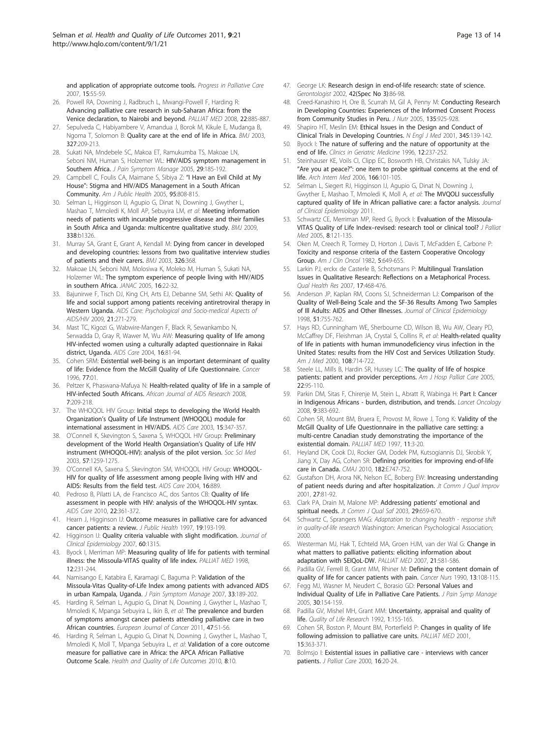and application of appropriate outcome tools. *Progress in Palliative Care* 2007, **15**:55-59.

26. Powell RA, Downing J, Radbruch L, Mwangi-Powell F, Harding R: **Advancing palliative care research in sub-Saharan Africa: from the Venice declaration, to Nairobi and beyond.** *PALLIAT MED* 2008, **22**:885-887.
27. Sepulveda C, Habiyambere V, Amandua J, Borok M, Kikule E, Mudanga B, Ngoma T, Solomon B: **Quality care at the end of life in Africa.** *BMJ* 2003, **327**:209-213.
28. Sukati NA, Mndebele SC, Makoa ET, Ramukumba TS, Makoae LN, Seboni NM, Human S, Holzemer WL: **HIV/AIDS symptom management in Southern Africa.** *J Pain Symptom Manage* 2005, **29**:185-192.
29. Campbell C, Foulis CA, Maimane S, Sibiya Z: **"I Have an Evil Child at My House": Stigma and HIV/AIDS Management in a South African Community.** *Am J Public Health* 2005, **95**:808-815.
30. Selman L, Higginson IJ, Agupio G, Dinat N, Downing J, Gwyther L, Mashao T, Mmoledi K, Moll AP, Sebuyira LM, *et al*: **Meeting information needs of patients with incurable progressive disease and their families in South Africa and Uganda: multicentre qualitative study.** *BMJ* 2009, **338**:b1326.
31. Murray SA, Grant E, Grant A, Kendall M: **Dying from cancer in developed and developing countries: lessons from two qualitative interview studies of patients and their carers.** *BMJ* 2003, **326**:368.
32. Makoae LN, Seboni NM, Molosiwa K, Moleko M, Human S, Sukati NA, Holzemer WL: **The symptom experience of people living with HIV/AIDS in southern Africa.** *JANAC* 2005, **16**:22-32.
33. Bajunirwe F, Tisch DJ, King CH, Arts EJ, Debanne SM, Sethi AK: **Quality of life and social support among patients receiving antiretroviral therapy in Western Uganda.** *AIDS Care: Psychological and Socio-medical Aspects of AIDS/HIV* 2009, **21**:271-279.
34. Mast TC, Kigozi G, Wabwire-Mangen F, Black R, Sewankambo N, Serwadda D, Gray R, Wawer M, Wu AW: **Measuring quality of life among HIV-infected women using a culturally adapted questionnaire in Rakai district, Uganda.** *AIDS Care* 2004, **16**:81-94.
35. Cohen SRM: **Existential well-being is an important determinant of quality of life: Evidence from the McGill Quality of Life Questionnaire.** *Cancer* 1996, **77**:01.
36. Peltzer K, Phaswana-Mafuya N: **Health-related quality of life in a sample of HIV-infected South Africans.** *African Journal of AIDS Research* 2008, **7**:209-218.
37. The WHOQOL HIV Group: **Initial steps to developing the World Health Organization's Quality of Life Instrument (WHOQOL) module for international assessment in HIV/AIDS.** *AIDS Care* 2003, **15**:347-357.
38. O'Connell K, Skevington S, Saxena S, WHOQOL HIV Group: **Preliminary development of the World Health Organsiation's Quality of Life HIV instrument (WHOQOL-HIV): analysis of the pilot version.** *Soc Sci Med* 2003, **57**:1259-1275.
39. O'Connell KA, Saxena S, Skevington SM, WHOQOL HIV Group: **WHOQOL-HIV for quality of life assessment among people living with HIV and AIDS: Results from the field test.** *AIDS Care* 2004, **16**:889.
40. Pedroso B, Pilatti LA, de Francisco AC, dos Santos CB: **Quality of life assessment in people with HIV: analysis of the WHOQOL-HIV syntax.** *AIDS Care* 2010, **22**:361-372.
41. Hearn J, Higginson IJ: **Outcome measures in palliative care for advanced cancer patients: a review.** *J Public Health* 1997, **19**:193-199.
42. Higginson IJ: **Quality criteria valuable with slight modification.** *Journal of Clinical Epidemiology* 2007, **60**:1315.
43. Byock I, Merriman MP: **Measuring quality of life for patients with terminal illness: the Missoula-VITAS quality of life index.** *PALLIAT MED* 1998, **12**:231-244.
44. Namisango E, Katabira E, Karamagi C, Baguma P: **Validation of the Missoula-Vitas Quality-of-Life Index among patients with advanced AIDS in urban Kampala, Uganda.** *J Pain Symptom Manage* 2007, **33**:189-202.
45. Harding R, Selman L, Agupio G, Dinat N, Downing J, Gwyther L, Mashao T, Mmoledi K, Mpanga Sebuyira L, Ikin B, *et al*: **The prevalence and burden of symptoms amongst cancer patients attending palliative care in two African countries.** *European Journal of Cancer* 2011, **47**:51-56.
46. Harding R, Selman L, Agupio G, Dinat N, Downing J, Gwyther L, Mashao T, Mmoledi K, Moll T, Mpanga Sebuyira L, *et al*: **Validation of a core outcome measure for palliative care in Africa: the APCA African Palliative Outcome Scale.** *Health and Quality of Life Outcomes* 2010, **8**:10.
47. George LK: **Research design in end-of-life research: state of science.** *Gerontologist* 2002, **42(Spec No 3)**:86-98.
48. Creed-Kanashiro H, Ore B, Scurrah M, Gil A, Penny M: **Conducting Research in Developing Countries: Experiences of the Informed Consent Process from Community Studies in Peru.** *J Nutr* 2005, **135**:925-928.
49. Shapiro HT, Meslin EM: **Ethical Issues in the Design and Conduct of Clinical Trials in Developing Countries.** *N Engl J Med* 2001, **345**:139-142.
50. Byock I: **The nature of suffering and the nature of opportunity at the end of life.** *Clinics in Geriatric Medicine* 1996, **12**:237-252.
51. Steinhauser KE, Voils CI, Clipp EC, Bosworth HB, Christakis NA, Tulsky JA: **"Are you at peace?": one item to probe spiritual concerns at the end of life.** *Arch Intern Med* 2006, **166**:101-105.
52. Selman L, Siegert RJ, Higginson IJ, Agupio G, Dinat N, Downing J, Gwyther E, Mashao T, Mmoledi K, Moll A, *et al*: **The MVQOLI successfully captured quality of life in African palliative care: a factor analysis.** *Journal of Clinical Epidemiology* 2011.
53. Schwartz CE, Merriman MP, Reed G, Byock I: **Evaluation of the Missoula-VITAS Quality of Life Index–revised: research tool or clinical tool?** *J Palliat Med* 2005, **8**:121-135.
54. Oken M, Creech R, Tormey D, Horton J, Davis T, McFadden E, Carbone P: **Toxicity and response criteria of the Eastern Cooperative Oncology Group.** *Am J Clin Oncol* 1982, **5**:649-655.
55. Larkin PJ, erckx de Casterle B, Schotsmans P: **Multilingual Translation Issues in Qualitative Research: Reflections on a Metaphorical Process.** *Qual Health Res* 2007, **17**:468-476.
56. Anderson JP, Kaplan RM, Coons SJ, Schneiderman LJ: **Comparison of the Quality of Well-Being Scale and the SF-36 Results Among Two Samples of Ill Adults: AIDS and Other Illnesses.** *Journal of Clinical Epidemiology* 1998, **51**:755-762.
57. Hays RD, Cunningham WE, Sherbourne CD, Wilson IB, Wu AW, Cleary PD, McCaffrey DF, Fleishman JA, Crystal S, Collins R, *et al*: **Health-related quality of life in patients with human immunodeficiency virus infection in the United States: results from the HIV Cost and Services Utilization Study.** *Am J Med* 2000, **108**:714-722.
58. Steele LL, Mills B, Hardin SR, Hussey LC: **The quality of life of hospice patients: patient and provider perceptions.** *Am J Hosp Palliat Care* 2005, **22**:95-110.
59. Parkin DM, Sitas F, Chirenje M, Stein L, Abratt R, Wabinga H: **Part I: Cancer in Indigenous Africans - burden, distribution, and trends.** *Lancet Oncology* 2008, **9**:383-692.
60. Cohen SR, Mount BM, Bruera E, Provost M, Rowe J, Tong K: **Validity of the McGill Quality of Life Questionnaire in the palliative care setting: a multi-centre Canadian study demonstrating the importance of the existential domain.** *PALLIAT MED* 1997, **11**:3-20.
61. Heyland DK, Cook DJ, Rocker GM, Dodek PM, Kutsogiannis DJ, Skrobik Y, Jiang X, Day AG, Cohen SR: **Defining priorities for improving end-of-life care in Canada.** *CMAJ* 2010, **182**:E747-752.
62. Gustafson DH, Arora NK, Nelson EC, Boberg EW: **Increasing understanding of patient needs during and after hospitalization.** *Jt Comm J Qual Improv* 2001, **27**:81-92.
63. Clark PA, Drain M, Malone MP: **Addressing patients' emotional and spiritual needs.** *Jt Comm J Qual Saf* 2003, **29**:659-670.
64. Schwartz C, Sprangers MAG: *Adaptation to changing health - response shift in quality-of-life research* Washington: American Psychological Association; 2000.
65. Westerman MJ, Hak T, Echteld MA, Groen HJM, van der Wal G: **Change in what matters to palliative patients: eliciting information about adaptation with SEIQoL-DW.** *PALLIAT MED* 2007, **21**:581-586.
66. Padilla GV, Ferrell B, Grant MM, Rhiner M: **Defining the content domain of quality of life for cancer patients with pain.** *Cancer Nurs* 1990, **13**:108-115.
67. Fegg MJ, Wasner M, Neudert C, Borasio GD: **Personal Values and Individual Quality of Life in Palliative Care Patients.** *J Pain Symp Manage* 2005, **30**:154-159.
68. Padilla GV, Mishel MH, Grant MM: **Uncertainty, appraisal and quality of life.** *Quality of Life Research* 1992, **1**:155-165.
69. Cohen SR, Boston P, Mount BM, Porterfield P: **Changes in quality of life following admission to palliative care units.** *PALLIAT MED* 2001, **15**:363-371.
70. Bolmsjo I: **Existential issues in palliative care - interviews with cancer patients.** *J Palliat Care* 2000, **16**:20-24.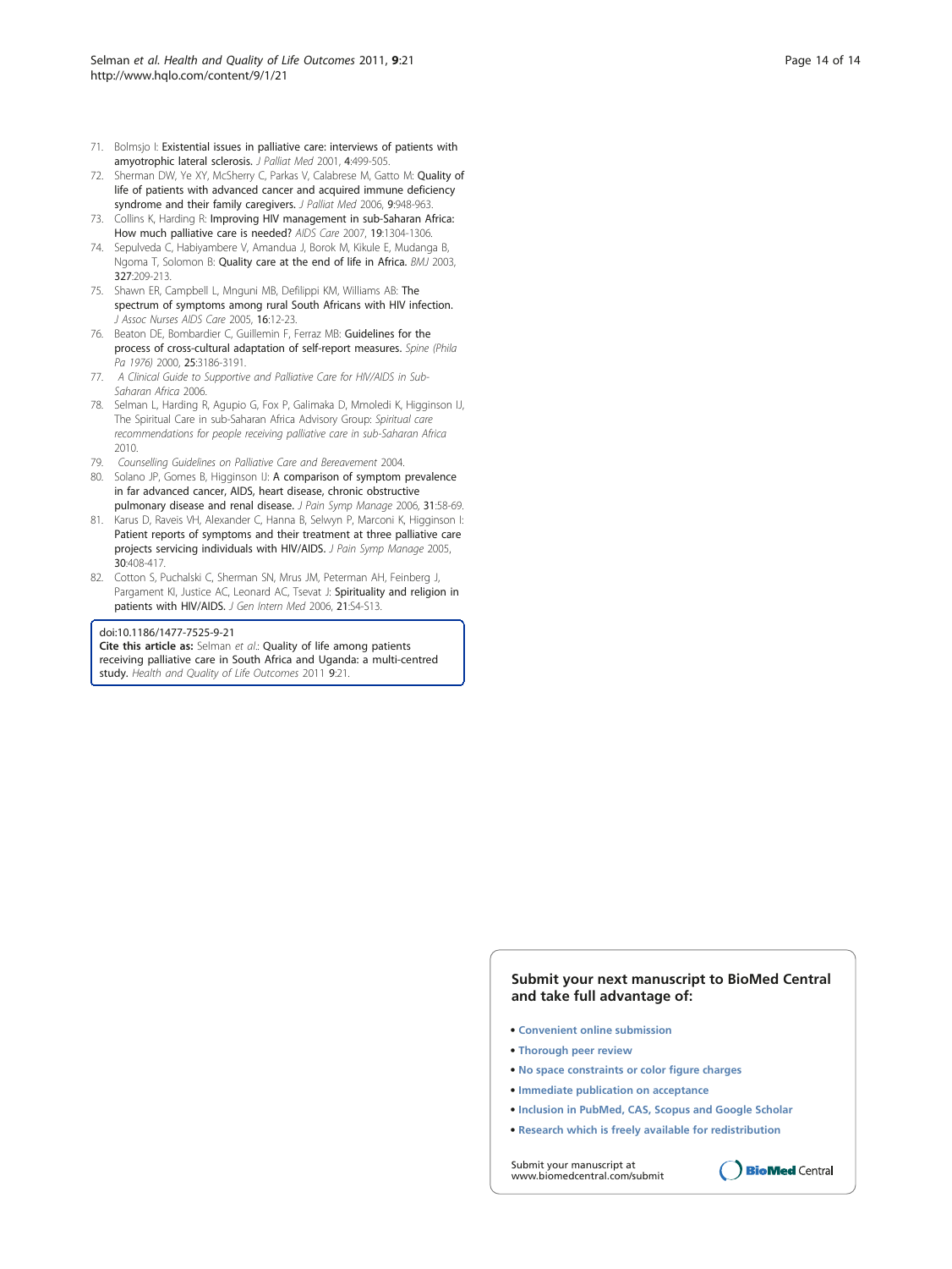71. Bolmsjo I: **Existential issues in palliative care: interviews of patients with amyotrophic lateral sclerosis.** *J Palliat Med* 2001, **4**:499-505.
72. Sherman DW, Ye XY, McSherry C, Parkas V, Calabrese M, Gatto M: **Quality of life of patients with advanced cancer and acquired immune deficiency syndrome and their family caregivers.** *J Palliat Med* 2006, **9**:948-963.
73. Collins K, Harding R: **Improving HIV management in sub-Saharan Africa: How much palliative care is needed?** *AIDS Care* 2007, **19**:1304-1306.
74. Sepulveda C, Habiyambere V, Amandua J, Borok M, Kikule E, Mudanga B, Ngoma T, Solomon B: **Quality care at the end of life in Africa.** *BMJ* 2003, **327**:209-213.
75. Shawn ER, Campbell L, Mnguni MB, Defilippi KM, Williams AB: **The spectrum of symptoms among rural South Africans with HIV infection.** *J Assoc Nurses AIDS Care* 2005, **16**:12-23.
76. Beaton DE, Bombardier C, Guillemin F, Ferraz MB: **Guidelines for the process of cross-cultural adaptation of self-report measures.** *Spine (Phila Pa 1976)* 2000, **25**:3186-3191.
77. *A Clinical Guide to Supportive and Palliative Care for HIV/AIDS in Sub-Saharan Africa* 2006.
78. Selman L, Harding R, Agupio G, Fox P, Galimaka D, Mmoledi K, Higginson IJ, The Spiritual Care in sub-Saharan Africa Advisory Group: *Spiritual care recommendations for people receiving palliative care in sub-Saharan Africa* 2010.
79. *Counselling Guidelines on Palliative Care and Bereavement* 2004.
80. Solano JP, Gomes B, Higginson IJ: **A comparison of symptom prevalence in far advanced cancer, AIDS, heart disease, chronic obstructive pulmonary disease and renal disease.** *J Pain Symp Manage* 2006, **31**:58-69.
81. Karus D, Raveis VH, Alexander C, Hanna B, Selwyn P, Marconi K, Higginson I: **Patient reports of symptoms and their treatment at three palliative care projects servicing individuals with HIV/AIDS.** *J Pain Symp Manage* 2005, **30**:408-417.
82. Cotton S, Puchalski C, Sherman SN, Mrus JM, Peterman AH, Feinberg J, Pargament KI, Justice AC, Leonard AC, Tsevat J: **Spirituality and religion in patients with HIV/AIDS.** *J Gen Intern Med* 2006, **21**:S4-S13.

doi:10.1186/1477-7525-9-21
**Cite this article as:** Selman *et al.*: **Quality of life among patients receiving palliative care in South Africa and Uganda: a multi-centred study.** *Health and Quality of Life Outcomes* 2011 **9**:21.

**Submit your next manuscript to BioMed Central and take full advantage of:**

- **Convenient online submission**
- **Thorough peer review**
- **No space constraints or color figure charges**
- **Immediate publication on acceptance**
- **Inclusion in PubMed, CAS, Scopus and Google Scholar**
- **Research which is freely available for redistribution**

Submit your manuscript at www.biomedcentral.com/submit